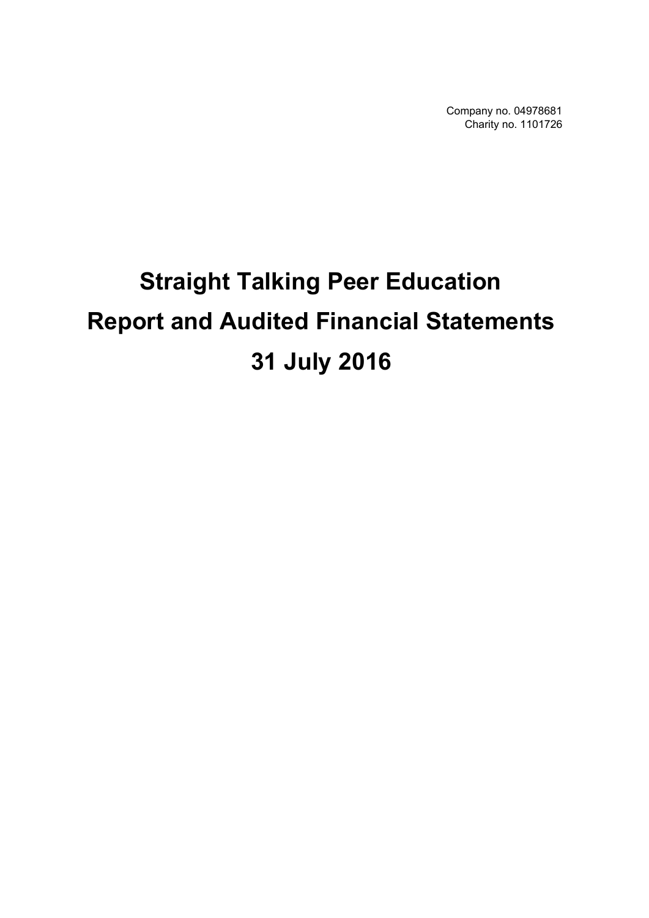Company no. 04978681
Charity no. 1101726

# Straight Talking Peer Education
# Report and Audited Financial Statements
# 31 July 2016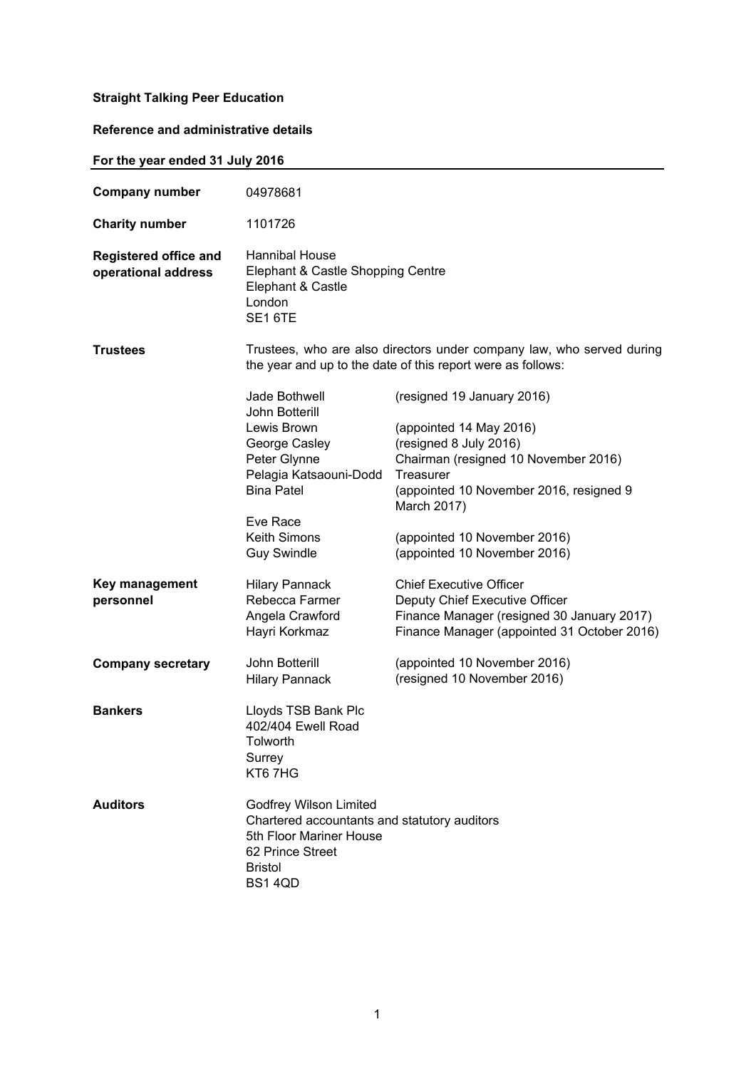**Straight Talking Peer Education**

**Reference and administrative details**

**For the year ended 31 July 2016**

| | | |
|---|---|---|
| **Company number** | 04978681 | |
| **Charity number** | 1101726 | |
| **Registered office and operational address** | Hannibal House<br>Elephant & Castle Shopping Centre<br>Elephant & Castle<br>London<br>SE1 6TE | |
| **Trustees** | Trustees, who are also directors under company law, who served during the year and up to the date of this report were as follows: | |
| | Jade Bothwell | (resigned 19 January 2016) |
| | John Botterill | |
| | Lewis Brown | (appointed 14 May 2016) |
| | George Casley | (resigned 8 July 2016) |
| | Peter Glynne | Chairman (resigned 10 November 2016) |
| | Pelagia Katsaouni-Dodd | Treasurer |
| | Bina Patel | (appointed 10 November 2016, resigned 9 March 2017) |
| | Eve Race | |
| | Keith Simons | (appointed 10 November 2016) |
| | Guy Swindle | (appointed 10 November 2016) |
| **Key management personnel** | Hilary Pannack | Chief Executive Officer |
| | Rebecca Farmer | Deputy Chief Executive Officer |
| | Angela Crawford | Finance Manager (resigned 30 January 2017) |
| | Hayri Korkmaz | Finance Manager (appointed 31 October 2016) |
| **Company secretary** | John Botterill | (appointed 10 November 2016) |
| | Hilary Pannack | (resigned 10 November 2016) |
| **Bankers** | Lloyds TSB Bank Plc<br>402/404 Ewell Road<br>Tolworth<br>Surrey<br>KT6 7HG | |
| **Auditors** | Godfrey Wilson Limited<br>Chartered accountants and statutory auditors<br>5th Floor Mariner House<br>62 Prince Street<br>Bristol<br>BS1 4QD | |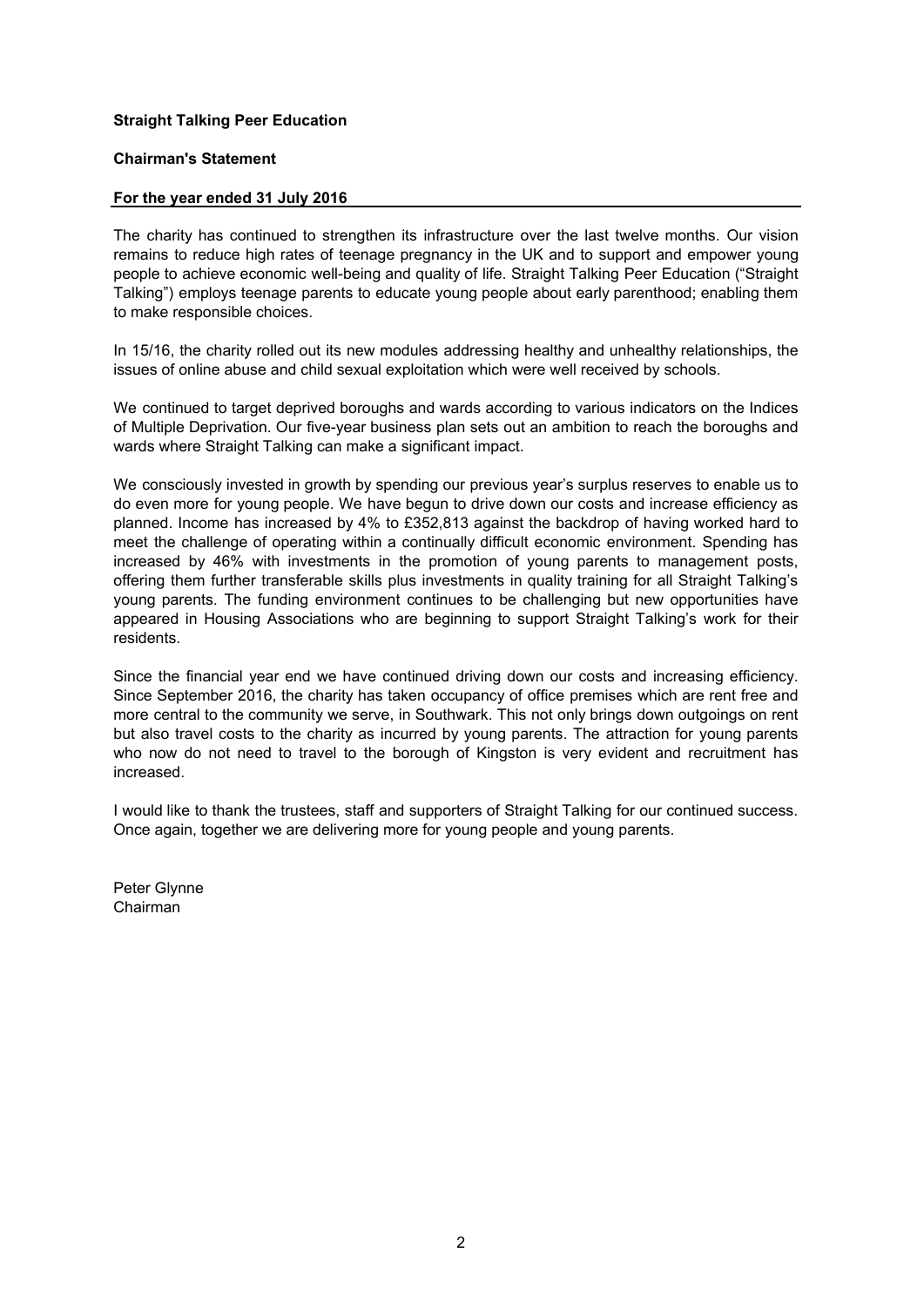**Straight Talking Peer Education**

**Chairman's Statement**

**For the year ended 31 July 2016**

The charity has continued to strengthen its infrastructure over the last twelve months. Our vision remains to reduce high rates of teenage pregnancy in the UK and to support and empower young people to achieve economic well-being and quality of life. Straight Talking Peer Education ("Straight Talking") employs teenage parents to educate young people about early parenthood; enabling them to make responsible choices.

In 15/16, the charity rolled out its new modules addressing healthy and unhealthy relationships, the issues of online abuse and child sexual exploitation which were well received by schools.

We continued to target deprived boroughs and wards according to various indicators on the Indices of Multiple Deprivation. Our five-year business plan sets out an ambition to reach the boroughs and wards where Straight Talking can make a significant impact.

We consciously invested in growth by spending our previous year's surplus reserves to enable us to do even more for young people. We have begun to drive down our costs and increase efficiency as planned. Income has increased by 4% to £352,813 against the backdrop of having worked hard to meet the challenge of operating within a continually difficult economic environment. Spending has increased by 46% with investments in the promotion of young parents to management posts, offering them further transferable skills plus investments in quality training for all Straight Talking's young parents. The funding environment continues to be challenging but new opportunities have appeared in Housing Associations who are beginning to support Straight Talking's work for their residents.

Since the financial year end we have continued driving down our costs and increasing efficiency. Since September 2016, the charity has taken occupancy of office premises which are rent free and more central to the community we serve, in Southwark. This not only brings down outgoings on rent but also travel costs to the charity as incurred by young parents. The attraction for young parents who now do not need to travel to the borough of Kingston is very evident and recruitment has increased.

I would like to thank the trustees, staff and supporters of Straight Talking for our continued success. Once again, together we are delivering more for young people and young parents.

Peter Glynne
Chairman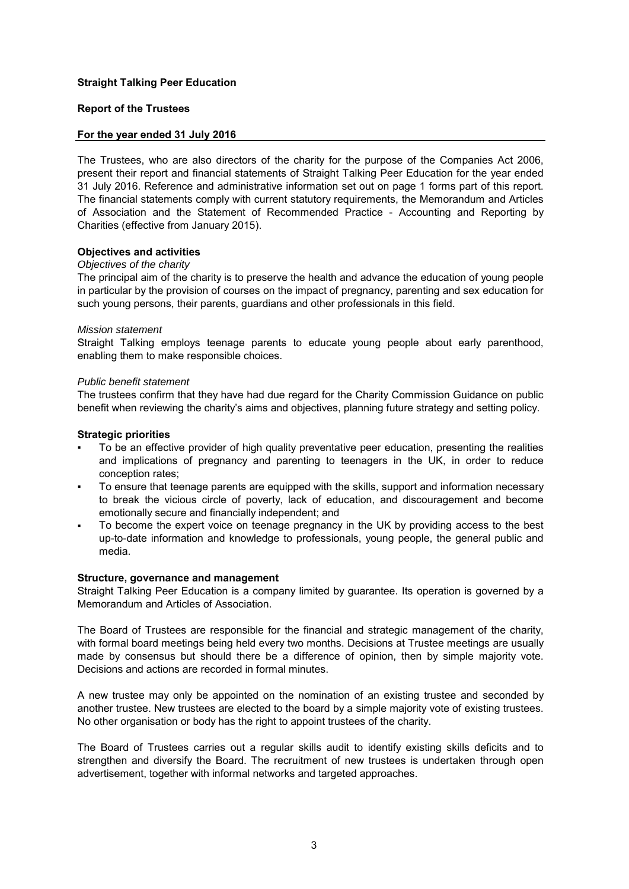**Straight Talking Peer Education**

**Report of the Trustees**

**For the year ended 31 July 2016**

The Trustees, who are also directors of the charity for the purpose of the Companies Act 2006, present their report and financial statements of Straight Talking Peer Education for the year ended 31 July 2016. Reference and administrative information set out on page 1 forms part of this report. The financial statements comply with current statutory requirements, the Memorandum and Articles of Association and the Statement of Recommended Practice - Accounting and Reporting by Charities (effective from January 2015).

**Objectives and activities**

*Objectives of the charity*

The principal aim of the charity is to preserve the health and advance the education of young people in particular by the provision of courses on the impact of pregnancy, parenting and sex education for such young persons, their parents, guardians and other professionals in this field.

*Mission statement*

Straight Talking employs teenage parents to educate young people about early parenthood, enabling them to make responsible choices.

*Public benefit statement*

The trustees confirm that they have had due regard for the Charity Commission Guidance on public benefit when reviewing the charity's aims and objectives, planning future strategy and setting policy.

**Strategic priorities**

- To be an effective provider of high quality preventative peer education, presenting the realities and implications of pregnancy and parenting to teenagers in the UK, in order to reduce conception rates;
- To ensure that teenage parents are equipped with the skills, support and information necessary to break the vicious circle of poverty, lack of education, and discouragement and become emotionally secure and financially independent; and
- To become the expert voice on teenage pregnancy in the UK by providing access to the best up-to-date information and knowledge to professionals, young people, the general public and media.

**Structure, governance and management**

Straight Talking Peer Education is a company limited by guarantee. Its operation is governed by a Memorandum and Articles of Association.

The Board of Trustees are responsible for the financial and strategic management of the charity, with formal board meetings being held every two months. Decisions at Trustee meetings are usually made by consensus but should there be a difference of opinion, then by simple majority vote. Decisions and actions are recorded in formal minutes.

A new trustee may only be appointed on the nomination of an existing trustee and seconded by another trustee. New trustees are elected to the board by a simple majority vote of existing trustees. No other organisation or body has the right to appoint trustees of the charity.

The Board of Trustees carries out a regular skills audit to identify existing skills deficits and to strengthen and diversify the Board. The recruitment of new trustees is undertaken through open advertisement, together with informal networks and targeted approaches.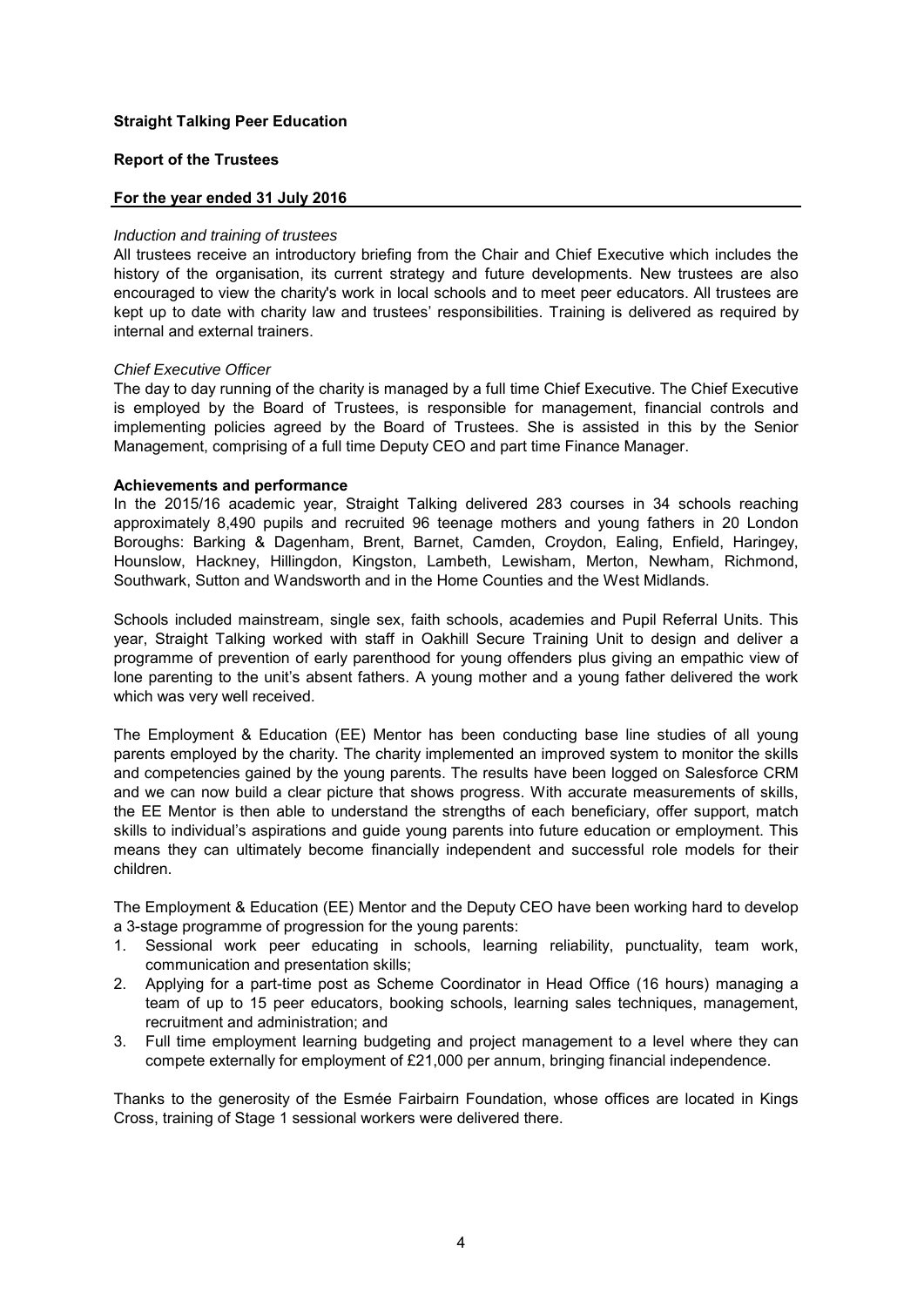**Straight Talking Peer Education**

**Report of the Trustees**

**For the year ended 31 July 2016**

*Induction and training of trustees*

All trustees receive an introductory briefing from the Chair and Chief Executive which includes the history of the organisation, its current strategy and future developments. New trustees are also encouraged to view the charity's work in local schools and to meet peer educators. All trustees are kept up to date with charity law and trustees' responsibilities. Training is delivered as required by internal and external trainers.

*Chief Executive Officer*

The day to day running of the charity is managed by a full time Chief Executive. The Chief Executive is employed by the Board of Trustees, is responsible for management, financial controls and implementing policies agreed by the Board of Trustees. She is assisted in this by the Senior Management, comprising of a full time Deputy CEO and part time Finance Manager.

**Achievements and performance**

In the 2015/16 academic year, Straight Talking delivered 283 courses in 34 schools reaching approximately 8,490 pupils and recruited 96 teenage mothers and young fathers in 20 London Boroughs: Barking & Dagenham, Brent, Barnet, Camden, Croydon, Ealing, Enfield, Haringey, Hounslow, Hackney, Hillingdon, Kingston, Lambeth, Lewisham, Merton, Newham, Richmond, Southwark, Sutton and Wandsworth and in the Home Counties and the West Midlands.

Schools included mainstream, single sex, faith schools, academies and Pupil Referral Units. This year, Straight Talking worked with staff in Oakhill Secure Training Unit to design and deliver a programme of prevention of early parenthood for young offenders plus giving an empathic view of lone parenting to the unit's absent fathers. A young mother and a young father delivered the work which was very well received.

The Employment & Education (EE) Mentor has been conducting base line studies of all young parents employed by the charity. The charity implemented an improved system to monitor the skills and competencies gained by the young parents. The results have been logged on Salesforce CRM and we can now build a clear picture that shows progress. With accurate measurements of skills, the EE Mentor is then able to understand the strengths of each beneficiary, offer support, match skills to individual's aspirations and guide young parents into future education or employment. This means they can ultimately become financially independent and successful role models for their children.

The Employment & Education (EE) Mentor and the Deputy CEO have been working hard to develop a 3-stage programme of progression for the young parents:

1. Sessional work peer educating in schools, learning reliability, punctuality, team work, communication and presentation skills;
2. Applying for a part-time post as Scheme Coordinator in Head Office (16 hours) managing a team of up to 15 peer educators, booking schools, learning sales techniques, management, recruitment and administration; and
3. Full time employment learning budgeting and project management to a level where they can compete externally for employment of £21,000 per annum, bringing financial independence.

Thanks to the generosity of the Esmée Fairbairn Foundation, whose offices are located in Kings Cross, training of Stage 1 sessional workers were delivered there.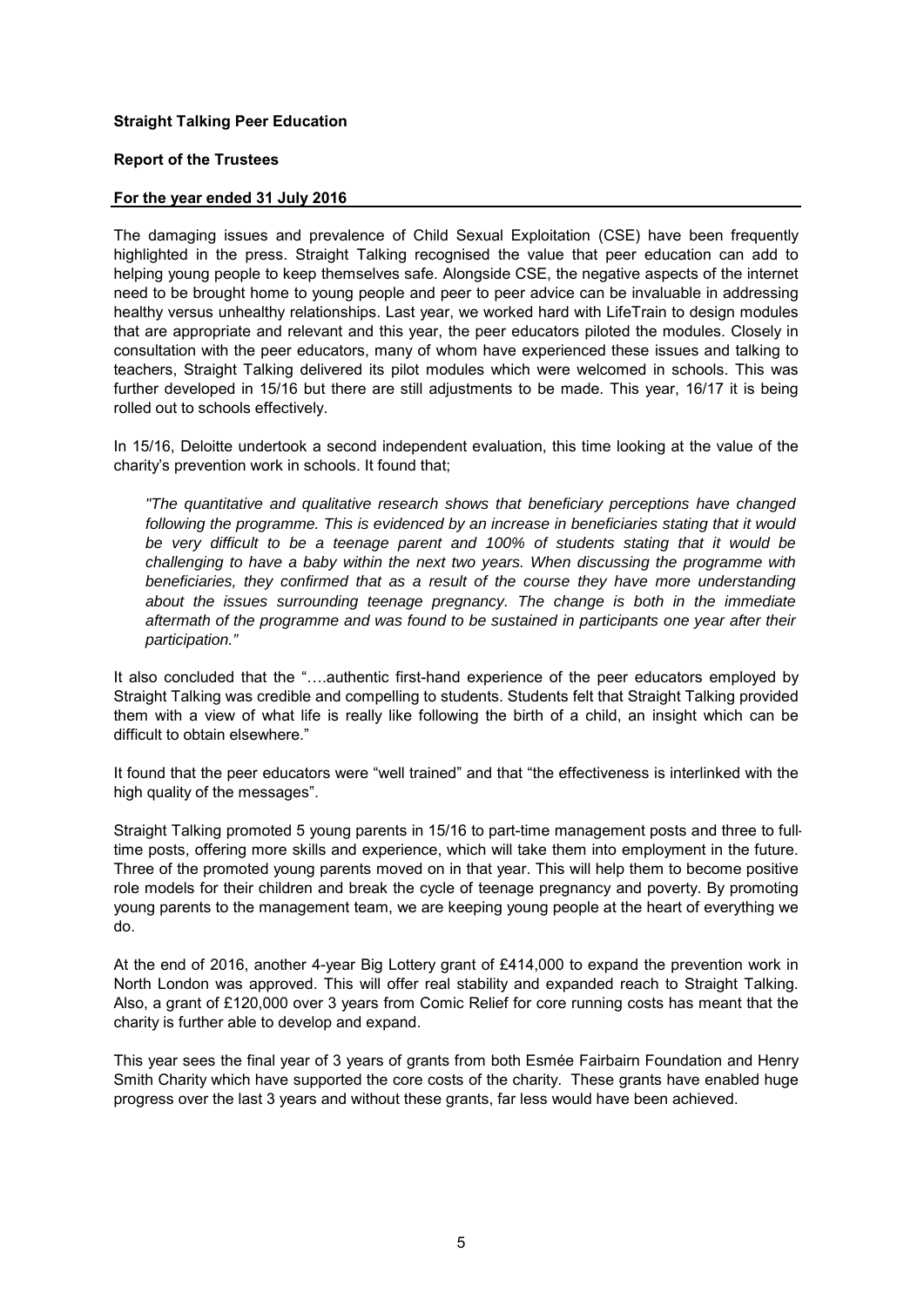**Straight Talking Peer Education**

**Report of the Trustees**

**For the year ended 31 July 2016**

The damaging issues and prevalence of Child Sexual Exploitation (CSE) have been frequently highlighted in the press. Straight Talking recognised the value that peer education can add to helping young people to keep themselves safe. Alongside CSE, the negative aspects of the internet need to be brought home to young people and peer to peer advice can be invaluable in addressing healthy versus unhealthy relationships. Last year, we worked hard with LifeTrain to design modules that are appropriate and relevant and this year, the peer educators piloted the modules. Closely in consultation with the peer educators, many of whom have experienced these issues and talking to teachers, Straight Talking delivered its pilot modules which were welcomed in schools. This was further developed in 15/16 but there are still adjustments to be made. This year, 16/17 it is being rolled out to schools effectively.

In 15/16, Deloitte undertook a second independent evaluation, this time looking at the value of the charity's prevention work in schools. It found that;

> *"The quantitative and qualitative research shows that beneficiary perceptions have changed following the programme. This is evidenced by an increase in beneficiaries stating that it would be very difficult to be a teenage parent and 100% of students stating that it would be challenging to have a baby within the next two years. When discussing the programme with beneficiaries, they confirmed that as a result of the course they have more understanding about the issues surrounding teenage pregnancy. The change is both in the immediate aftermath of the programme and was found to be sustained in participants one year after their participation."*

It also concluded that the "….authentic first-hand experience of the peer educators employed by Straight Talking was credible and compelling to students. Students felt that Straight Talking provided them with a view of what life is really like following the birth of a child, an insight which can be difficult to obtain elsewhere."

It found that the peer educators were "well trained" and that "the effectiveness is interlinked with the high quality of the messages".

Straight Talking promoted 5 young parents in 15/16 to part-time management posts and three to full-time posts, offering more skills and experience, which will take them into employment in the future. Three of the promoted young parents moved on in that year. This will help them to become positive role models for their children and break the cycle of teenage pregnancy and poverty. By promoting young parents to the management team, we are keeping young people at the heart of everything we do.

At the end of 2016, another 4-year Big Lottery grant of £414,000 to expand the prevention work in North London was approved. This will offer real stability and expanded reach to Straight Talking. Also, a grant of £120,000 over 3 years from Comic Relief for core running costs has meant that the charity is further able to develop and expand.

This year sees the final year of 3 years of grants from both Esmée Fairbairn Foundation and Henry Smith Charity which have supported the core costs of the charity. These grants have enabled huge progress over the last 3 years and without these grants, far less would have been achieved.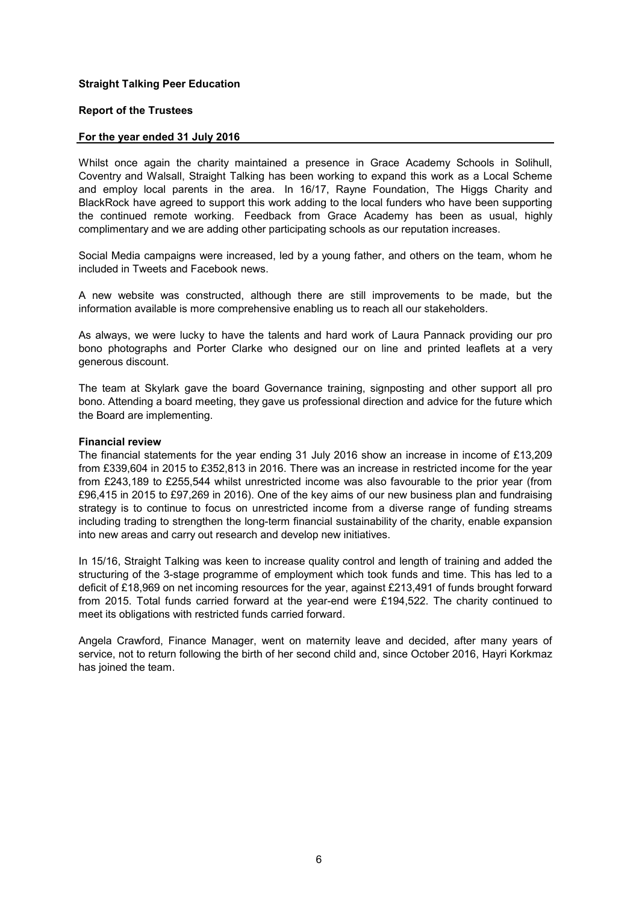**Straight Talking Peer Education**

**Report of the Trustees**

**For the year ended 31 July 2016**

Whilst once again the charity maintained a presence in Grace Academy Schools in Solihull, Coventry and Walsall, Straight Talking has been working to expand this work as a Local Scheme and employ local parents in the area. In 16/17, Rayne Foundation, The Higgs Charity and BlackRock have agreed to support this work adding to the local funders who have been supporting the continued remote working. Feedback from Grace Academy has been as usual, highly complimentary and we are adding other participating schools as our reputation increases.

Social Media campaigns were increased, led by a young father, and others on the team, whom he included in Tweets and Facebook news.

A new website was constructed, although there are still improvements to be made, but the information available is more comprehensive enabling us to reach all our stakeholders.

As always, we were lucky to have the talents and hard work of Laura Pannack providing our pro bono photographs and Porter Clarke who designed our on line and printed leaflets at a very generous discount.

The team at Skylark gave the board Governance training, signposting and other support all pro bono. Attending a board meeting, they gave us professional direction and advice for the future which the Board are implementing.

**Financial review**

The financial statements for the year ending 31 July 2016 show an increase in income of £13,209 from £339,604 in 2015 to £352,813 in 2016. There was an increase in restricted income for the year from £243,189 to £255,544 whilst unrestricted income was also favourable to the prior year (from £96,415 in 2015 to £97,269 in 2016). One of the key aims of our new business plan and fundraising strategy is to continue to focus on unrestricted income from a diverse range of funding streams including trading to strengthen the long-term financial sustainability of the charity, enable expansion into new areas and carry out research and develop new initiatives.

In 15/16, Straight Talking was keen to increase quality control and length of training and added the structuring of the 3-stage programme of employment which took funds and time. This has led to a deficit of £18,969 on net incoming resources for the year, against £213,491 of funds brought forward from 2015. Total funds carried forward at the year-end were £194,522. The charity continued to meet its obligations with restricted funds carried forward.

Angela Crawford, Finance Manager, went on maternity leave and decided, after many years of service, not to return following the birth of her second child and, since October 2016, Hayri Korkmaz has joined the team.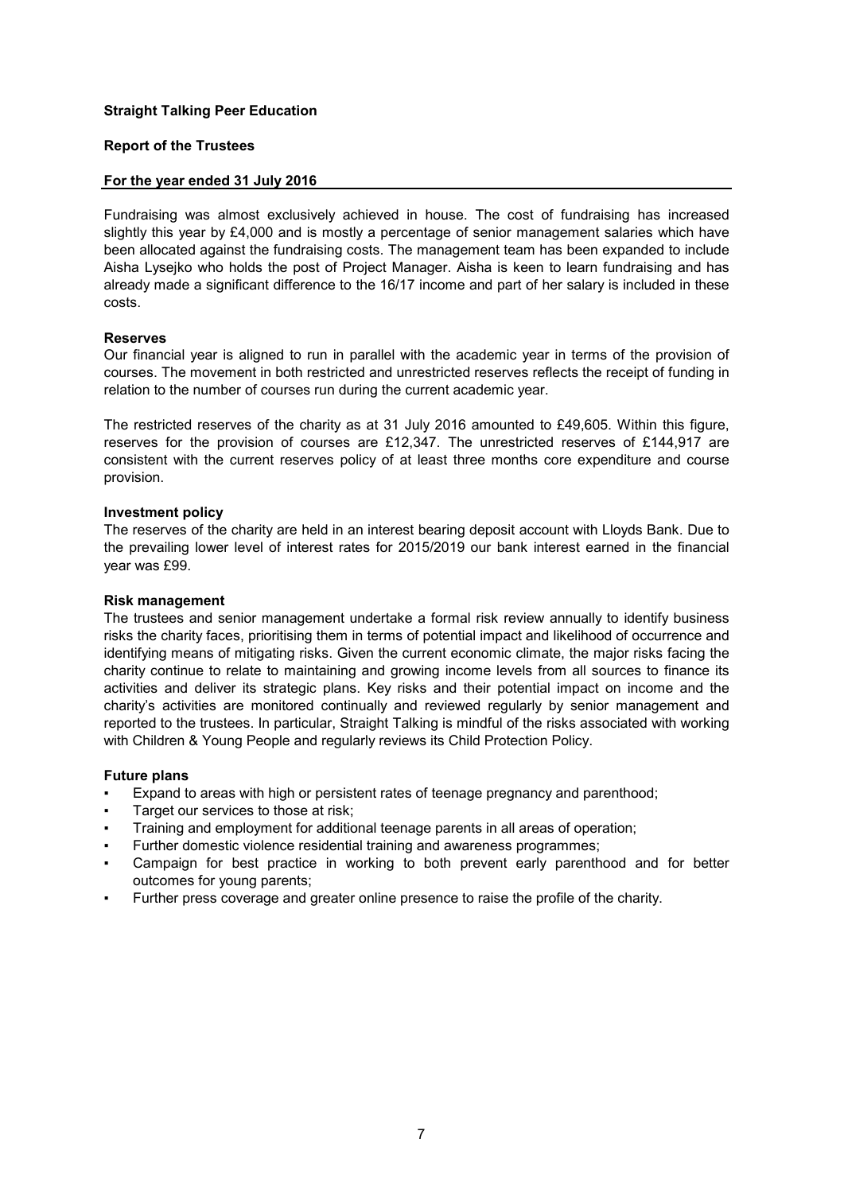**Straight Talking Peer Education**

**Report of the Trustees**

**For the year ended 31 July 2016**

Fundraising was almost exclusively achieved in house. The cost of fundraising has increased slightly this year by £4,000 and is mostly a percentage of senior management salaries which have been allocated against the fundraising costs. The management team has been expanded to include Aisha Lysejko who holds the post of Project Manager. Aisha is keen to learn fundraising and has already made a significant difference to the 16/17 income and part of her salary is included in these costs.

**Reserves**

Our financial year is aligned to run in parallel with the academic year in terms of the provision of courses. The movement in both restricted and unrestricted reserves reflects the receipt of funding in relation to the number of courses run during the current academic year.

The restricted reserves of the charity as at 31 July 2016 amounted to £49,605. Within this figure, reserves for the provision of courses are £12,347. The unrestricted reserves of £144,917 are consistent with the current reserves policy of at least three months core expenditure and course provision.

**Investment policy**

The reserves of the charity are held in an interest bearing deposit account with Lloyds Bank. Due to the prevailing lower level of interest rates for 2015/2019 our bank interest earned in the financial year was £99.

**Risk management**

The trustees and senior management undertake a formal risk review annually to identify business risks the charity faces, prioritising them in terms of potential impact and likelihood of occurrence and identifying means of mitigating risks. Given the current economic climate, the major risks facing the charity continue to relate to maintaining and growing income levels from all sources to finance its activities and deliver its strategic plans. Key risks and their potential impact on income and the charity's activities are monitored continually and reviewed regularly by senior management and reported to the trustees. In particular, Straight Talking is mindful of the risks associated with working with Children & Young People and regularly reviews its Child Protection Policy.

**Future plans**

- Expand to areas with high or persistent rates of teenage pregnancy and parenthood;
- Target our services to those at risk;
- Training and employment for additional teenage parents in all areas of operation;
- Further domestic violence residential training and awareness programmes;
- Campaign for best practice in working to both prevent early parenthood and for better outcomes for young parents;
- Further press coverage and greater online presence to raise the profile of the charity.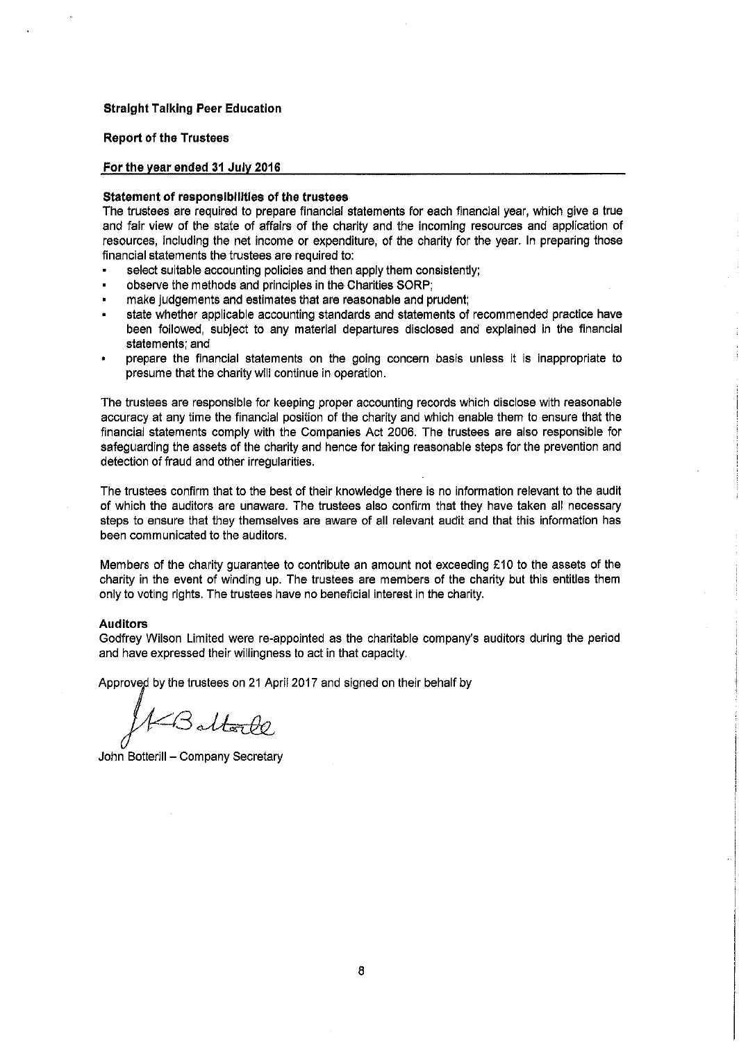**Straight Talking Peer Education**

**Report of the Trustees**

**For the year ended 31 July 2016**

**Statement of responsibilities of the trustees**

The trustees are required to prepare financial statements for each financial year, which give a true and fair view of the state of affairs of the charity and the incoming resources and application of resources, including the net income or expenditure, of the charity for the year. In preparing those financial statements the trustees are required to:

- select suitable accounting policies and then apply them consistently;
- observe the methods and principles in the Charities SORP;
- make judgements and estimates that are reasonable and prudent;
- state whether applicable accounting standards and statements of recommended practice have been followed, subject to any material departures disclosed and explained in the financial statements; and
- prepare the financial statements on the going concern basis unless it is inappropriate to presume that the charity will continue in operation.

The trustees are responsible for keeping proper accounting records which disclose with reasonable accuracy at any time the financial position of the charity and which enable them to ensure that the financial statements comply with the Companies Act 2006. The trustees are also responsible for safeguarding the assets of the charity and hence for taking reasonable steps for the prevention and detection of fraud and other irregularities.

The trustees confirm that to the best of their knowledge there is no information relevant to the audit of which the auditors are unaware. The trustees also confirm that they have taken all necessary steps to ensure that they themselves are aware of all relevant audit and that this information has been communicated to the auditors.

Members of the charity guarantee to contribute an amount not exceeding £10 to the assets of the charity in the event of winding up. The trustees are members of the charity but this entitles them only to voting rights. The trustees have no beneficial interest in the charity.

**Auditors**

Godfrey Wilson Limited were re-appointed as the charitable company's auditors during the period and have expressed their willingness to act in that capacity.

Approved by the trustees on 21 April 2017 and signed on their behalf by

John Botterill – Company Secretary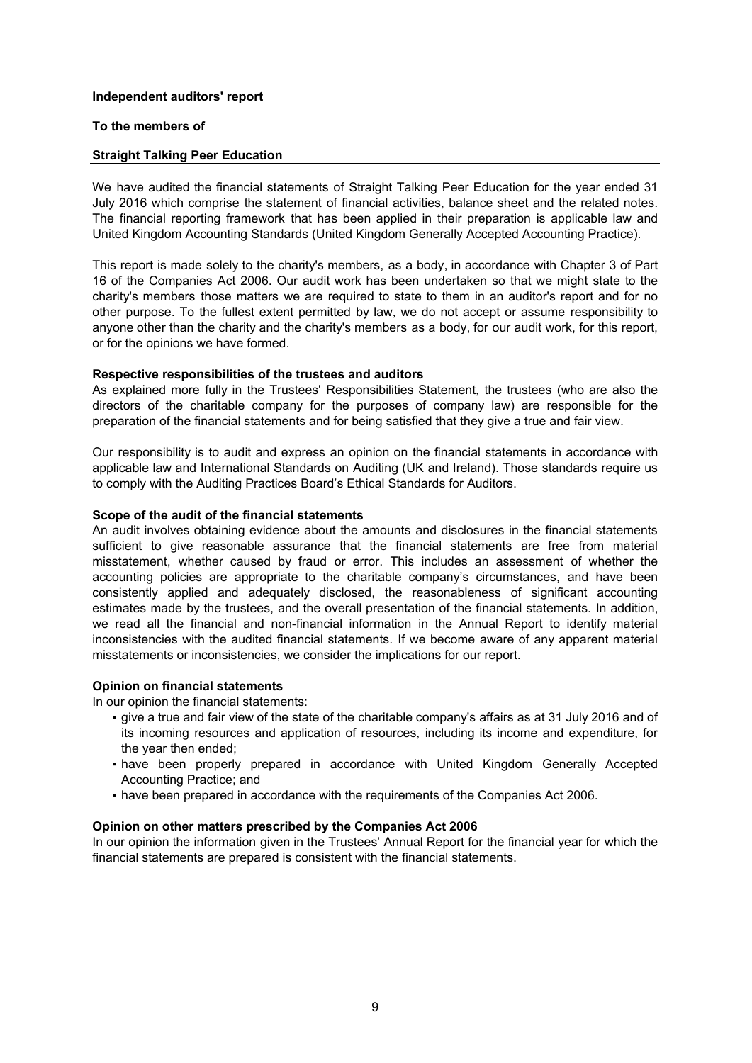**Independent auditors' report**

**To the members of**

**Straight Talking Peer Education**

We have audited the financial statements of Straight Talking Peer Education for the year ended 31 July 2016 which comprise the statement of financial activities, balance sheet and the related notes. The financial reporting framework that has been applied in their preparation is applicable law and United Kingdom Accounting Standards (United Kingdom Generally Accepted Accounting Practice).

This report is made solely to the charity's members, as a body, in accordance with Chapter 3 of Part 16 of the Companies Act 2006. Our audit work has been undertaken so that we might state to the charity's members those matters we are required to state to them in an auditor's report and for no other purpose. To the fullest extent permitted by law, we do not accept or assume responsibility to anyone other than the charity and the charity's members as a body, for our audit work, for this report, or for the opinions we have formed.

**Respective responsibilities of the trustees and auditors**

As explained more fully in the Trustees' Responsibilities Statement, the trustees (who are also the directors of the charitable company for the purposes of company law) are responsible for the preparation of the financial statements and for being satisfied that they give a true and fair view.

Our responsibility is to audit and express an opinion on the financial statements in accordance with applicable law and International Standards on Auditing (UK and Ireland). Those standards require us to comply with the Auditing Practices Board's Ethical Standards for Auditors.

**Scope of the audit of the financial statements**

An audit involves obtaining evidence about the amounts and disclosures in the financial statements sufficient to give reasonable assurance that the financial statements are free from material misstatement, whether caused by fraud or error. This includes an assessment of whether the accounting policies are appropriate to the charitable company's circumstances, and have been consistently applied and adequately disclosed, the reasonableness of significant accounting estimates made by the trustees, and the overall presentation of the financial statements. In addition, we read all the financial and non-financial information in the Annual Report to identify material inconsistencies with the audited financial statements. If we become aware of any apparent material misstatements or inconsistencies, we consider the implications for our report.

**Opinion on financial statements**

In our opinion the financial statements:

- give a true and fair view of the state of the charitable company's affairs as at 31 July 2016 and of its incoming resources and application of resources, including its income and expenditure, for the year then ended;
- have been properly prepared in accordance with United Kingdom Generally Accepted Accounting Practice; and
- have been prepared in accordance with the requirements of the Companies Act 2006.

**Opinion on other matters prescribed by the Companies Act 2006**

In our opinion the information given in the Trustees' Annual Report for the financial year for which the financial statements are prepared is consistent with the financial statements.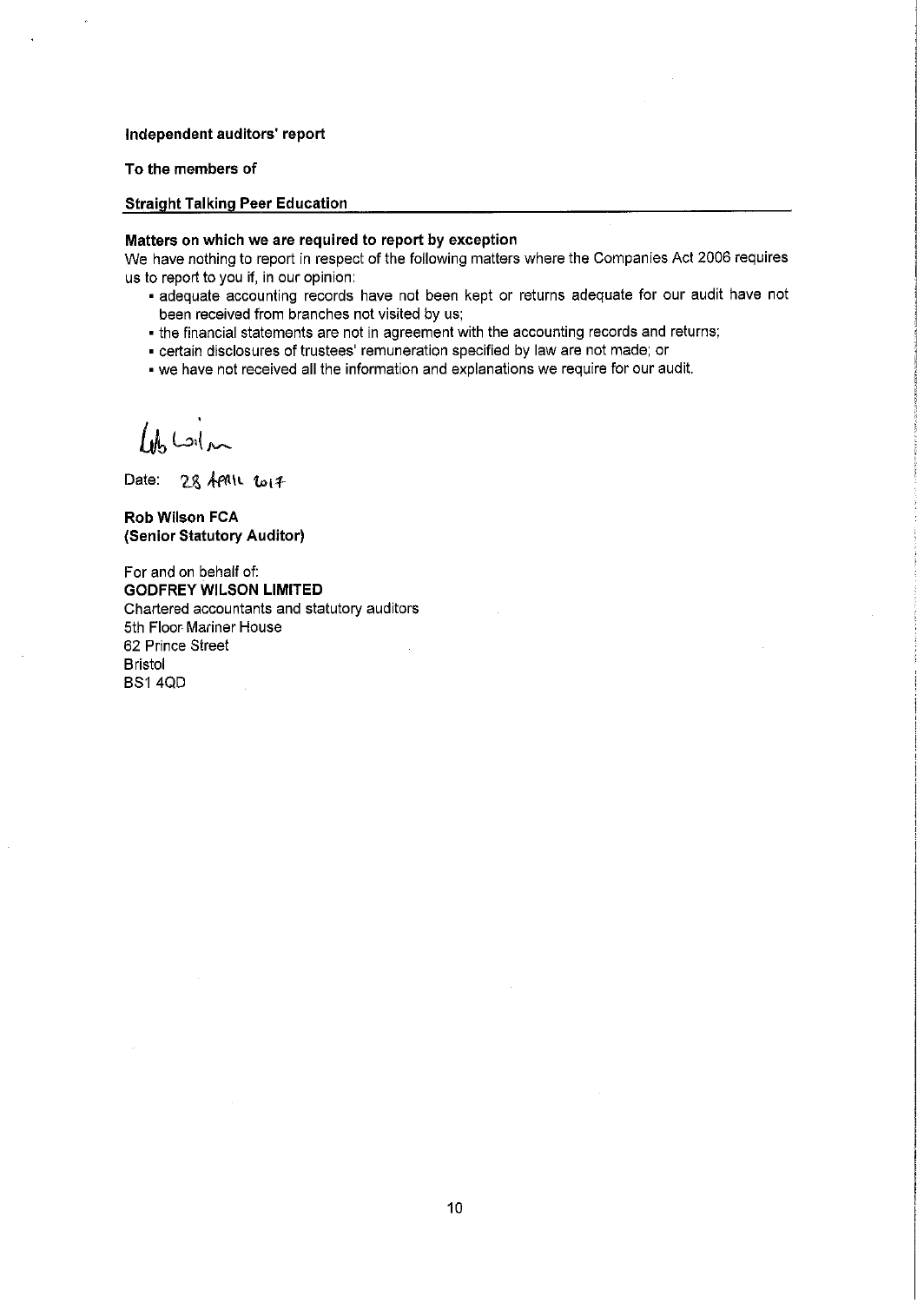**Independent auditors' report**

**To the members of**

**Straight Talking Peer Education**

**Matters on which we are required to report by exception**

We have nothing to report in respect of the following matters where the Companies Act 2006 requires us to report to you if, in our opinion:

- adequate accounting records have not been kept or returns adequate for our audit have not been received from branches not visited by us;
- the financial statements are not in agreement with the accounting records and returns;
- certain disclosures of trustees' remuneration specified by law are not made; or
- we have not received all the information and explanations we require for our audit.

Date: 28 April 2017

**Rob Wilson FCA**
**(Senior Statutory Auditor)**

For and on behalf of:
**GODFREY WILSON LIMITED**
Chartered accountants and statutory auditors
5th Floor Mariner House
62 Prince Street
Bristol
BS1 4QD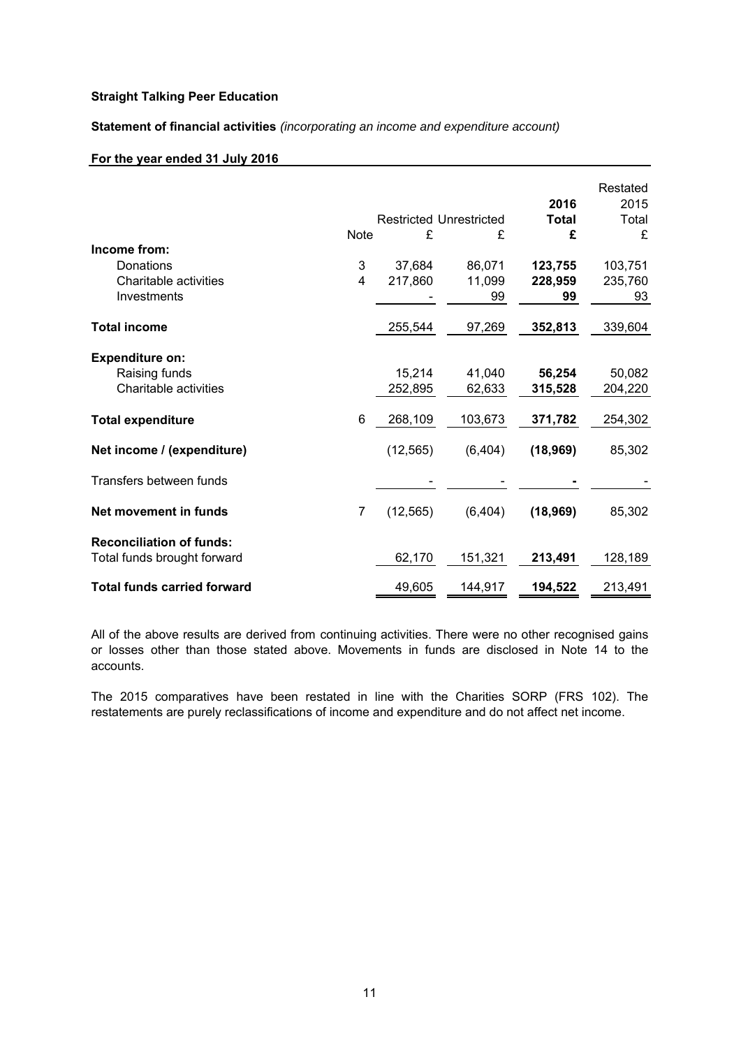**Straight Talking Peer Education**

**Statement of financial activities** *(incorporating an income and expenditure account)*

**For the year ended 31 July 2016**

| | Note | Restricted £ | Unrestricted £ | **2016 Total £** | Restated 2015 Total £ |
|---|---|---|---|---|---|
| **Income from:** | | | | | |
| Donations | 3 | 37,684 | 86,071 | **123,755** | 103,751 |
| Charitable activities | 4 | 217,860 | 11,099 | **228,959** | 235,760 |
| Investments | | - | 99 | **99** | 93 |
| **Total income** | | 255,544 | 97,269 | **352,813** | 339,604 |
| **Expenditure on:** | | | | | |
| Raising funds | | 15,214 | 41,040 | **56,254** | 50,082 |
| Charitable activities | | 252,895 | 62,633 | **315,528** | 204,220 |
| **Total expenditure** | 6 | 268,109 | 103,673 | **371,782** | 254,302 |
| **Net income / (expenditure)** | | (12,565) | (6,404) | **(18,969)** | 85,302 |
| Transfers between funds | | - | - | **-** | - |
| **Net movement in funds** | 7 | (12,565) | (6,404) | **(18,969)** | 85,302 |
| **Reconciliation of funds:** | | | | | |
| Total funds brought forward | | 62,170 | 151,321 | **213,491** | 128,189 |
| **Total funds carried forward** | | 49,605 | 144,917 | **194,522** | 213,491 |

All of the above results are derived from continuing activities. There were no other recognised gains or losses other than those stated above. Movements in funds are disclosed in Note 14 to the accounts.

The 2015 comparatives have been restated in line with the Charities SORP (FRS 102). The restatements are purely reclassifications of income and expenditure and do not affect net income.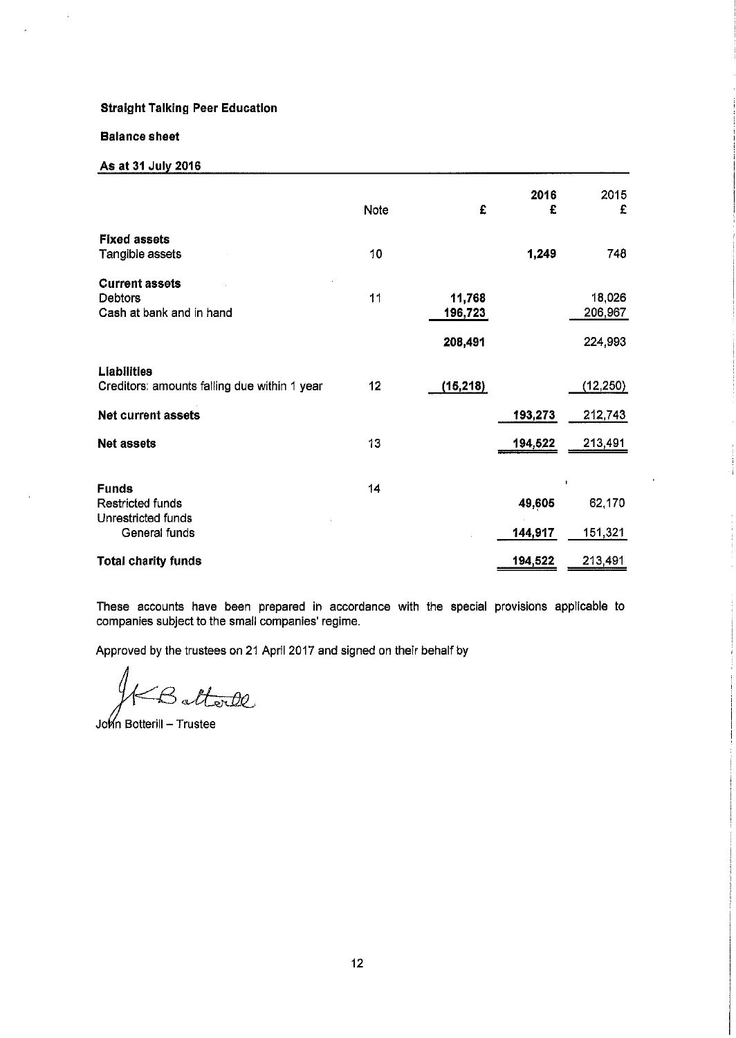**Straight Talking Peer Education**

**Balance sheet**

**As at 31 July 2016**

| | Note | £ | 2016 £ | 2015 £ |
|---|---|---|---|---|
| **Fixed assets** | | | | |
| Tangible assets | 10 | | **1,249** | 748 |
| **Current assets** | | | | |
| Debtors | 11 | **11,768** | | 18,026 |
| Cash at bank and in hand | | **196,723** | | 206,967 |
| | | **208,491** | | 224,993 |
| **Liabilities** | | | | |
| Creditors: amounts falling due within 1 year | 12 | **(15,218)** | | (12,250) |
| **Net current assets** | | | **193,273** | 212,743 |
| **Net assets** | 13 | | **194,522** | 213,491 |
| **Funds** | 14 | | | |
| Restricted funds | | | **49,605** | 62,170 |
| Unrestricted funds | | | | |
| General funds | | | **144,917** | 151,321 |
| **Total charity funds** | | | **194,522** | 213,491 |

These accounts have been prepared in accordance with the special provisions applicable to companies subject to the small companies' regime.

Approved by the trustees on 21 April 2017 and signed on their behalf by

John Botterill – Trustee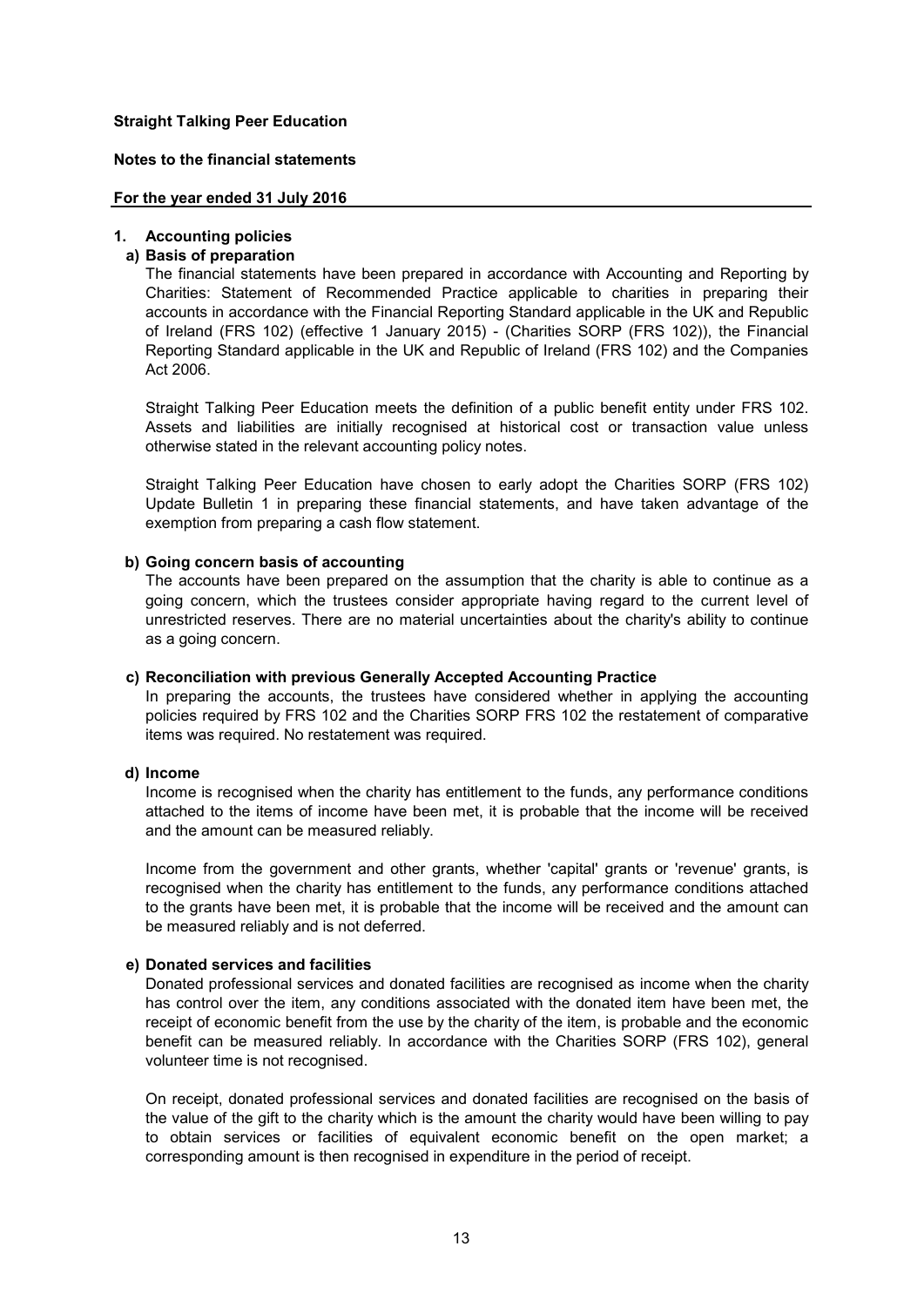**Straight Talking Peer Education**

**Notes to the financial statements**

**For the year ended 31 July 2016**

## 1. Accounting policies

### a) Basis of preparation

The financial statements have been prepared in accordance with Accounting and Reporting by Charities: Statement of Recommended Practice applicable to charities in preparing their accounts in accordance with the Financial Reporting Standard applicable in the UK and Republic of Ireland (FRS 102) (effective 1 January 2015) - (Charities SORP (FRS 102)), the Financial Reporting Standard applicable in the UK and Republic of Ireland (FRS 102) and the Companies Act 2006.

Straight Talking Peer Education meets the definition of a public benefit entity under FRS 102. Assets and liabilities are initially recognised at historical cost or transaction value unless otherwise stated in the relevant accounting policy notes.

Straight Talking Peer Education have chosen to early adopt the Charities SORP (FRS 102) Update Bulletin 1 in preparing these financial statements, and have taken advantage of the exemption from preparing a cash flow statement.

### b) Going concern basis of accounting

The accounts have been prepared on the assumption that the charity is able to continue as a going concern, which the trustees consider appropriate having regard to the current level of unrestricted reserves. There are no material uncertainties about the charity's ability to continue as a going concern.

### c) Reconciliation with previous Generally Accepted Accounting Practice

In preparing the accounts, the trustees have considered whether in applying the accounting policies required by FRS 102 and the Charities SORP FRS 102 the restatement of comparative items was required. No restatement was required.

### d) Income

Income is recognised when the charity has entitlement to the funds, any performance conditions attached to the items of income have been met, it is probable that the income will be received and the amount can be measured reliably.

Income from the government and other grants, whether 'capital' grants or 'revenue' grants, is recognised when the charity has entitlement to the funds, any performance conditions attached to the grants have been met, it is probable that the income will be received and the amount can be measured reliably and is not deferred.

### e) Donated services and facilities

Donated professional services and donated facilities are recognised as income when the charity has control over the item, any conditions associated with the donated item have been met, the receipt of economic benefit from the use by the charity of the item, is probable and the economic benefit can be measured reliably. In accordance with the Charities SORP (FRS 102), general volunteer time is not recognised.

On receipt, donated professional services and donated facilities are recognised on the basis of the value of the gift to the charity which is the amount the charity would have been willing to pay to obtain services or facilities of equivalent economic benefit on the open market; a corresponding amount is then recognised in expenditure in the period of receipt.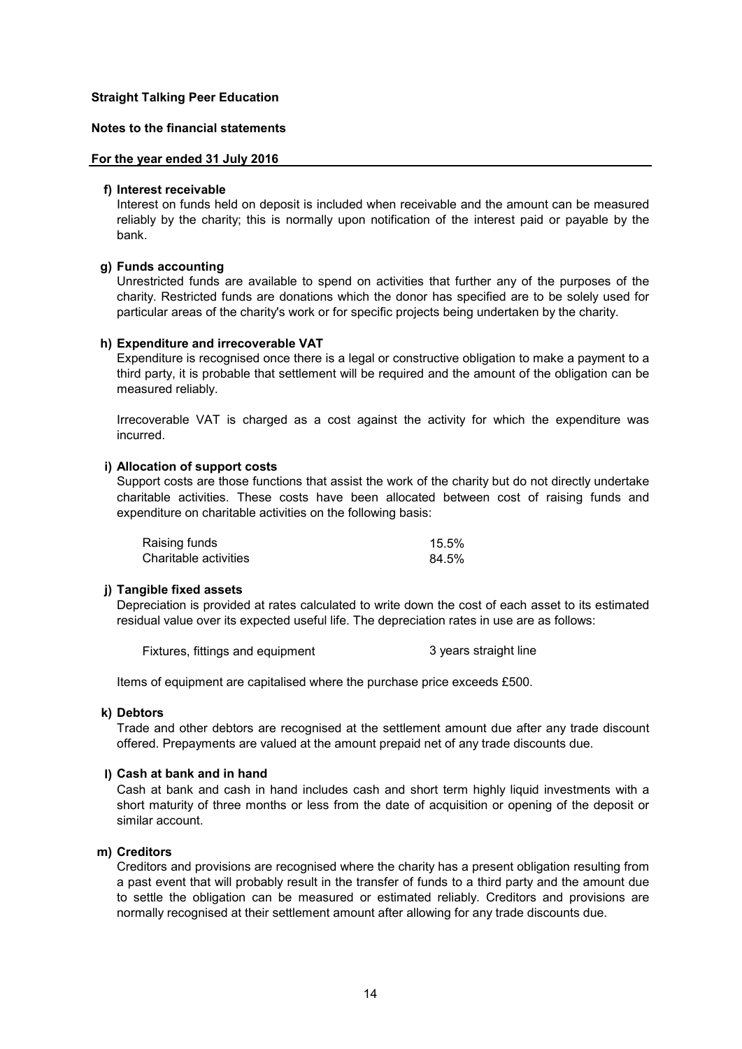**Straight Talking Peer Education**

**Notes to the financial statements**

**For the year ended 31 July 2016**

**f) Interest receivable**

Interest on funds held on deposit is included when receivable and the amount can be measured reliably by the charity; this is normally upon notification of the interest paid or payable by the bank.

**g) Funds accounting**

Unrestricted funds are available to spend on activities that further any of the purposes of the charity. Restricted funds are donations which the donor has specified are to be solely used for particular areas of the charity's work or for specific projects being undertaken by the charity.

**h) Expenditure and irrecoverable VAT**

Expenditure is recognised once there is a legal or constructive obligation to make a payment to a third party, it is probable that settlement will be required and the amount of the obligation can be measured reliably.

Irrecoverable VAT is charged as a cost against the activity for which the expenditure was incurred.

**i) Allocation of support costs**

Support costs are those functions that assist the work of the charity but do not directly undertake charitable activities. These costs have been allocated between cost of raising funds and expenditure on charitable activities on the following basis:

| | |
|---|---|
| Raising funds | 15.5% |
| Charitable activities | 84.5% |

**j) Tangible fixed assets**

Depreciation is provided at rates calculated to write down the cost of each asset to its estimated residual value over its expected useful life. The depreciation rates in use are as follows:

| | |
|---|---|
| Fixtures, fittings and equipment | 3 years straight line |

Items of equipment are capitalised where the purchase price exceeds £500.

**k) Debtors**

Trade and other debtors are recognised at the settlement amount due after any trade discount offered. Prepayments are valued at the amount prepaid net of any trade discounts due.

**l) Cash at bank and in hand**

Cash at bank and cash in hand includes cash and short term highly liquid investments with a short maturity of three months or less from the date of acquisition or opening of the deposit or similar account.

**m) Creditors**

Creditors and provisions are recognised where the charity has a present obligation resulting from a past event that will probably result in the transfer of funds to a third party and the amount due to settle the obligation can be measured or estimated reliably. Creditors and provisions are normally recognised at their settlement amount after allowing for any trade discounts due.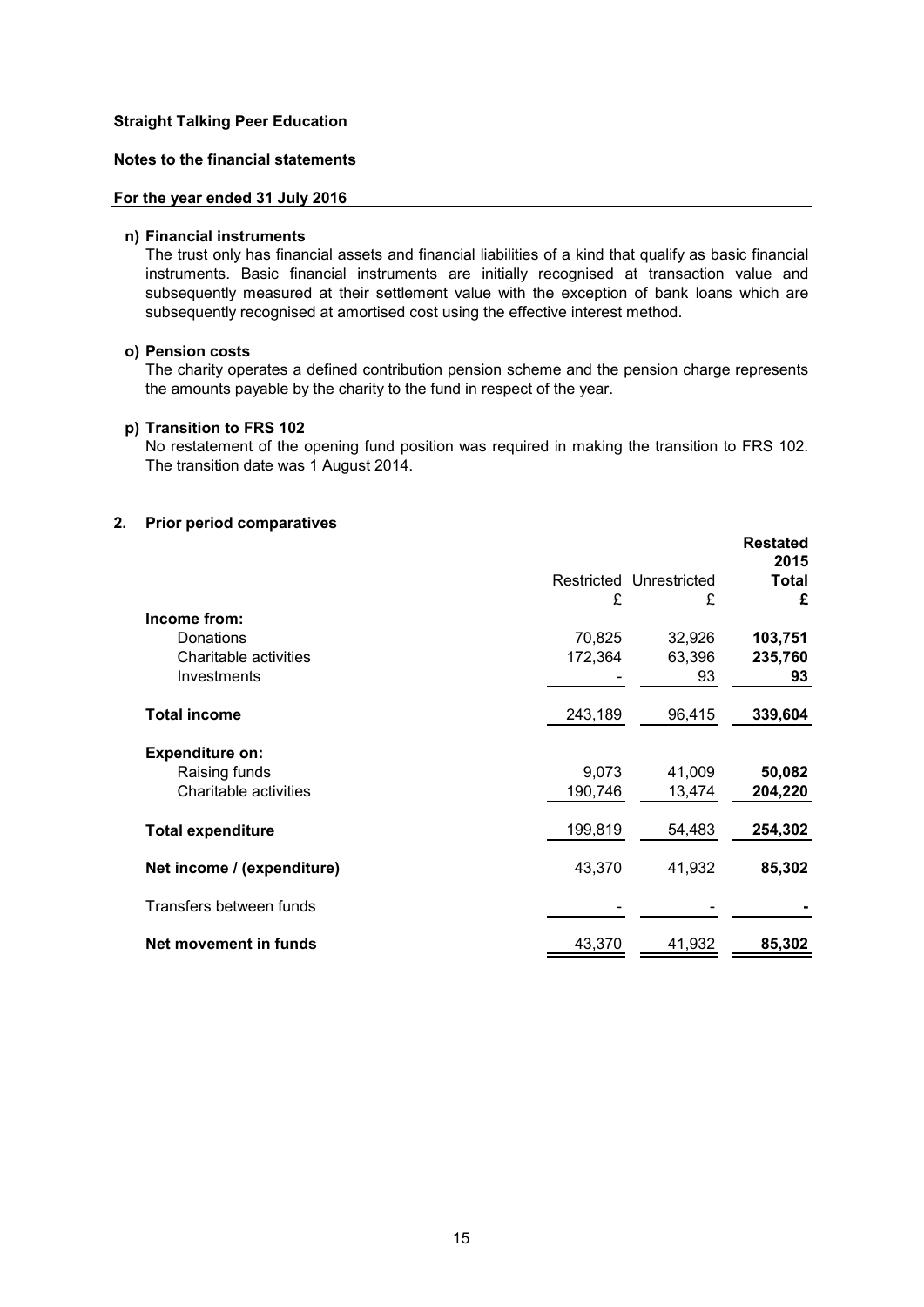**Straight Talking Peer Education**

**Notes to the financial statements**

**For the year ended 31 July 2016**

**n) Financial instruments**

The trust only has financial assets and financial liabilities of a kind that qualify as basic financial instruments. Basic financial instruments are initially recognised at transaction value and subsequently measured at their settlement value with the exception of bank loans which are subsequently recognised at amortised cost using the effective interest method.

**o) Pension costs**

The charity operates a defined contribution pension scheme and the pension charge represents the amounts payable by the charity to the fund in respect of the year.

**p) Transition to FRS 102**

No restatement of the opening fund position was required in making the transition to FRS 102. The transition date was 1 August 2014.

## 2. Prior period comparatives

| | Restricted | Unrestricted | **Restated 2015 Total** |
|---|---|---|---|
| | £ | £ | **£** |
| **Income from:** | | | |
| Donations | 70,825 | 32,926 | **103,751** |
| Charitable activities | 172,364 | 63,396 | **235,760** |
| Investments | - | 93 | **93** |
| **Total income** | 243,189 | 96,415 | **339,604** |
| **Expenditure on:** | | | |
| Raising funds | 9,073 | 41,009 | **50,082** |
| Charitable activities | 190,746 | 13,474 | **204,220** |
| **Total expenditure** | 199,819 | 54,483 | **254,302** |
| **Net income / (expenditure)** | 43,370 | 41,932 | **85,302** |
| Transfers between funds | - | - | **-** |
| **Net movement in funds** | 43,370 | 41,932 | **85,302** |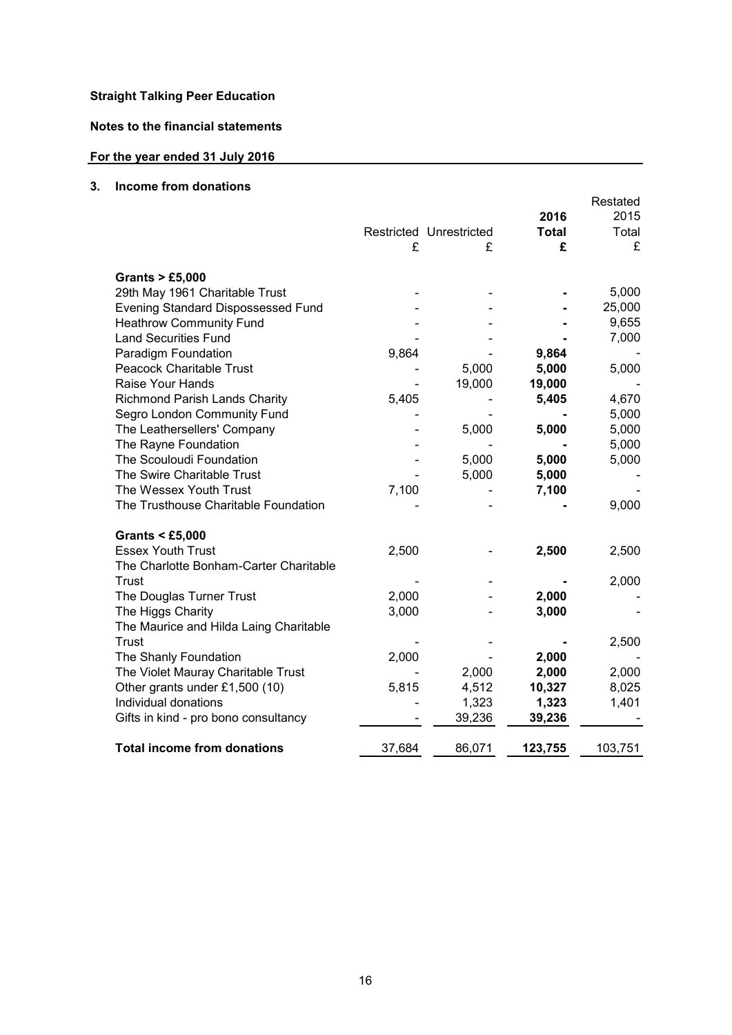**Straight Talking Peer Education**

**Notes to the financial statements**

**For the year ended 31 July 2016**

## 3. Income from donations

| | Restricted £ | Unrestricted £ | **2016 Total £** | Restated 2015 Total £ |
|---|---|---|---|---|
| **Grants > £5,000** | | | | |
| 29th May 1961 Charitable Trust | - | - | **-** | 5,000 |
| Evening Standard Dispossessed Fund | - | - | **-** | 25,000 |
| Heathrow Community Fund | - | - | **-** | 9,655 |
| Land Securities Fund | - | - | **-** | 7,000 |
| Paradigm Foundation | 9,864 | - | **9,864** | - |
| Peacock Charitable Trust | - | 5,000 | **5,000** | 5,000 |
| Raise Your Hands | - | 19,000 | **19,000** | - |
| Richmond Parish Lands Charity | 5,405 | - | **5,405** | 4,670 |
| Segro London Community Fund | - | - | **-** | 5,000 |
| The Leathersellers' Company | - | 5,000 | **5,000** | 5,000 |
| The Rayne Foundation | - | - | **-** | 5,000 |
| The Scouloudi Foundation | - | 5,000 | **5,000** | 5,000 |
| The Swire Charitable Trust | - | 5,000 | **5,000** | - |
| The Wessex Youth Trust | 7,100 | - | **7,100** | - |
| The Trusthouse Charitable Foundation | - | - | **-** | 9,000 |
| **Grants < £5,000** | | | | |
| Essex Youth Trust | 2,500 | - | **2,500** | 2,500 |
| The Charlotte Bonham-Carter Charitable Trust | - | - | **-** | 2,000 |
| The Douglas Turner Trust | 2,000 | - | **2,000** | - |
| The Higgs Charity | 3,000 | - | **3,000** | - |
| The Maurice and Hilda Laing Charitable Trust | - | - | **-** | 2,500 |
| The Shanly Foundation | 2,000 | - | **2,000** | - |
| The Violet Mauray Charitable Trust | - | 2,000 | **2,000** | 2,000 |
| Other grants under £1,500 (10) | 5,815 | 4,512 | **10,327** | 8,025 |
| Individual donations | - | 1,323 | **1,323** | 1,401 |
| Gifts in kind - pro bono consultancy | - | 39,236 | **39,236** | - |
| **Total income from donations** | 37,684 | 86,071 | **123,755** | 103,751 |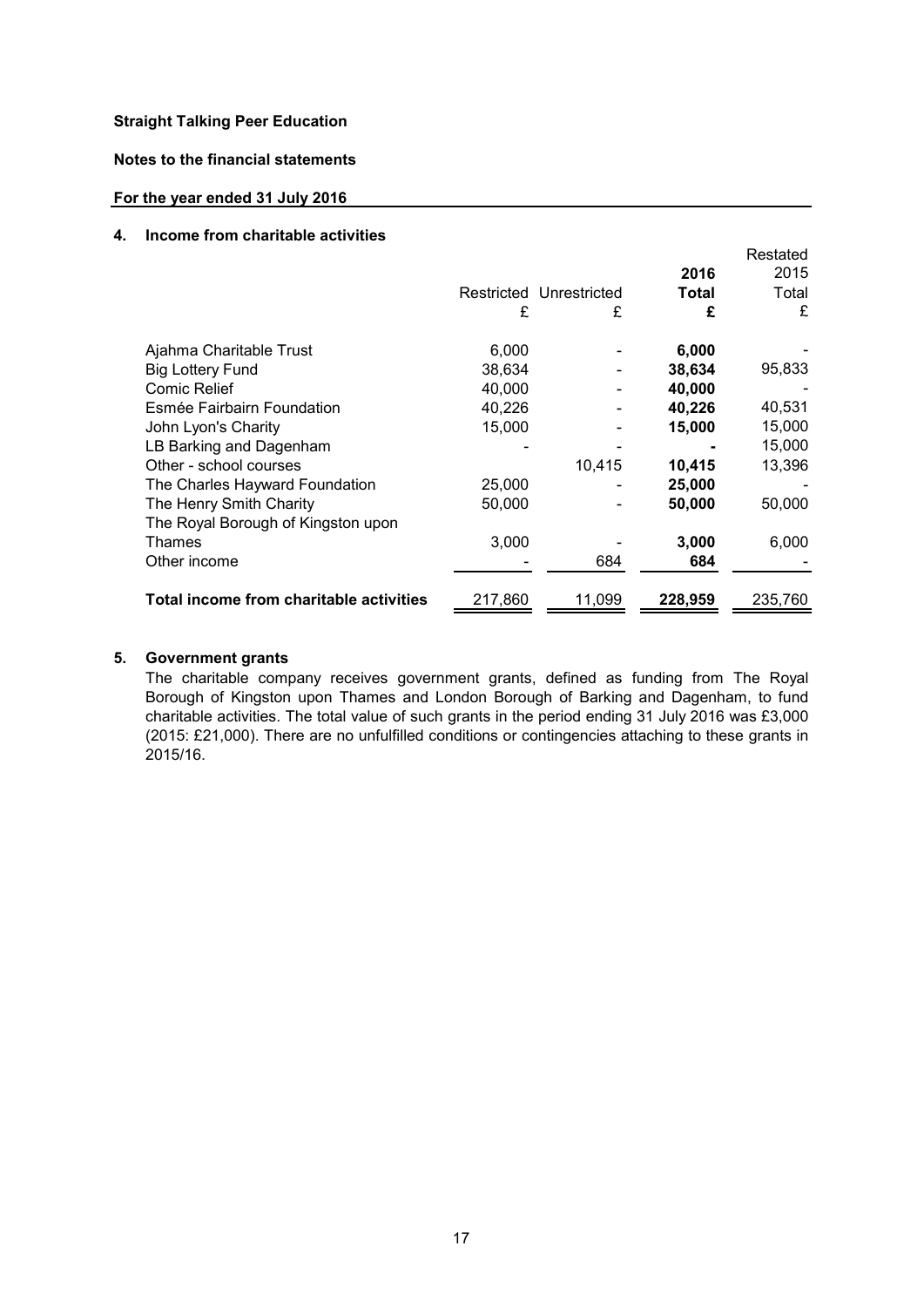**Straight Talking Peer Education**

**Notes to the financial statements**

**For the year ended 31 July 2016**

## 4. Income from charitable activities

| | Restricted £ | Unrestricted £ | **2016 Total £** | Restated 2015 Total £ |
|---|---|---|---|---|
| Ajahma Charitable Trust | 6,000 | - | **6,000** | - |
| Big Lottery Fund | 38,634 | - | **38,634** | 95,833 |
| Comic Relief | 40,000 | - | **40,000** | - |
| Esmée Fairbairn Foundation | 40,226 | - | **40,226** | 40,531 |
| John Lyon's Charity | 15,000 | - | **15,000** | 15,000 |
| LB Barking and Dagenham | - | - | **-** | 15,000 |
| Other - school courses | | 10,415 | **10,415** | 13,396 |
| The Charles Hayward Foundation | 25,000 | - | **25,000** | - |
| The Henry Smith Charity | 50,000 | - | **50,000** | 50,000 |
| The Royal Borough of Kingston upon Thames | 3,000 | - | **3,000** | 6,000 |
| Other income | - | 684 | **684** | - |
| **Total income from charitable activities** | 217,860 | 11,099 | **228,959** | 235,760 |

## 5. Government grants

The charitable company receives government grants, defined as funding from The Royal Borough of Kingston upon Thames and London Borough of Barking and Dagenham, to fund charitable activities. The total value of such grants in the period ending 31 July 2016 was £3,000 (2015: £21,000). There are no unfulfilled conditions or contingencies attaching to these grants in 2015/16.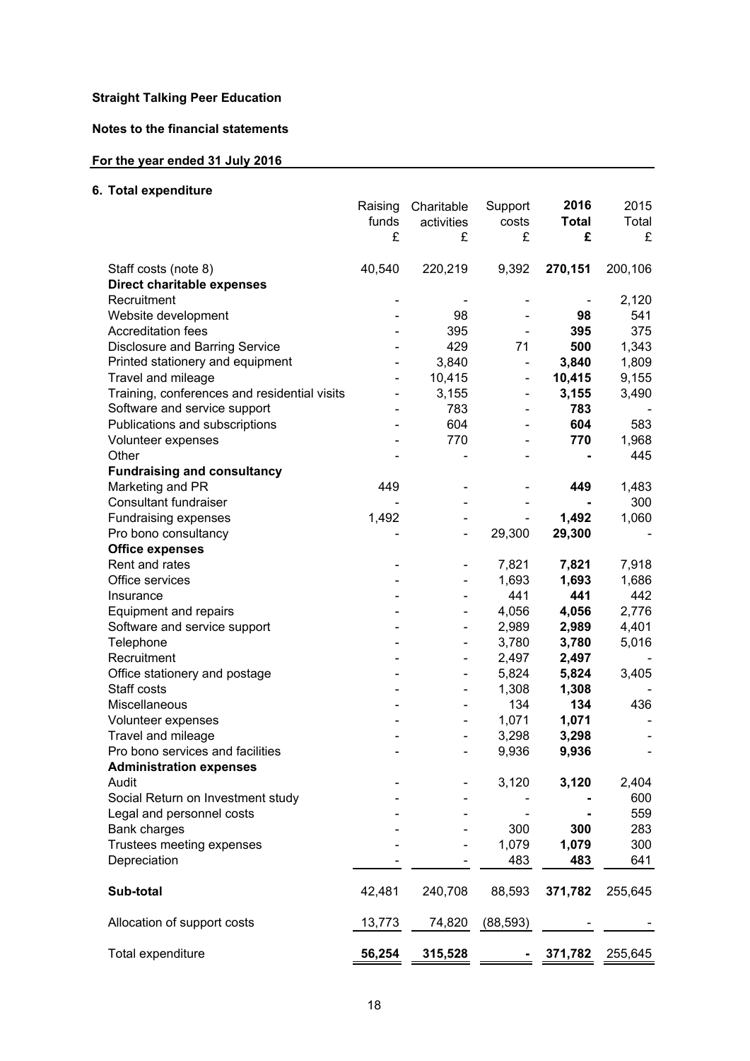**Straight Talking Peer Education**

**Notes to the financial statements**

**For the year ended 31 July 2016**

### 6. Total expenditure

| | Raising funds £ | Charitable activities £ | Support costs £ | **2016 Total £** | 2015 Total £ |
|---|---|---|---|---|---|
| Staff costs (note 8) | 40,540 | 220,219 | 9,392 | **270,151** | 200,106 |
| **Direct charitable expenses** | | | | | |
| Recruitment | - | - | - | **-** | 2,120 |
| Website development | - | 98 | - | **98** | 541 |
| Accreditation fees | - | 395 | - | **395** | 375 |
| Disclosure and Barring Service | - | 429 | 71 | **500** | 1,343 |
| Printed stationery and equipment | - | 3,840 | - | **3,840** | 1,809 |
| Travel and mileage | - | 10,415 | - | **10,415** | 9,155 |
| Training, conferences and residential visits | - | 3,155 | - | **3,155** | 3,490 |
| Software and service support | - | 783 | - | **783** | - |
| Publications and subscriptions | - | 604 | - | **604** | 583 |
| Volunteer expenses | - | 770 | - | **770** | 1,968 |
| Other | - | - | - | **-** | 445 |
| **Fundraising and consultancy** | | | | | |
| Marketing and PR | 449 | - | - | **449** | 1,483 |
| Consultant fundraiser | - | - | - | **-** | 300 |
| Fundraising expenses | 1,492 | - | - | **1,492** | 1,060 |
| Pro bono consultancy | - | - | 29,300 | **29,300** | - |
| **Office expenses** | | | | | |
| Rent and rates | - | - | 7,821 | **7,821** | 7,918 |
| Office services | - | - | 1,693 | **1,693** | 1,686 |
| Insurance | - | - | 441 | **441** | 442 |
| Equipment and repairs | - | - | 4,056 | **4,056** | 2,776 |
| Software and service support | - | - | 2,989 | **2,989** | 4,401 |
| Telephone | - | - | 3,780 | **3,780** | 5,016 |
| Recruitment | - | - | 2,497 | **2,497** | - |
| Office stationery and postage | - | - | 5,824 | **5,824** | 3,405 |
| Staff costs | - | - | 1,308 | **1,308** | - |
| Miscellaneous | - | - | 134 | **134** | 436 |
| Volunteer expenses | - | - | 1,071 | **1,071** | - |
| Travel and mileage | - | - | 3,298 | **3,298** | - |
| Pro bono services and facilities | - | - | 9,936 | **9,936** | - |
| **Administration expenses** | | | | | |
| Audit | - | - | 3,120 | **3,120** | 2,404 |
| Social Return on Investment study | - | - | - | **-** | 600 |
| Legal and personnel costs | - | - | - | **-** | 559 |
| Bank charges | - | - | 300 | **300** | 283 |
| Trustees meeting expenses | - | - | 1,079 | **1,079** | 300 |
| Depreciation | - | - | 483 | **483** | 641 |
| **Sub-total** | 42,481 | 240,708 | 88,593 | **371,782** | 255,645 |
| Allocation of support costs | 13,773 | 74,820 | (88,593) | **-** | - |
| Total expenditure | **56,254** | **315,528** | **-** | 371,782 | 255,645 |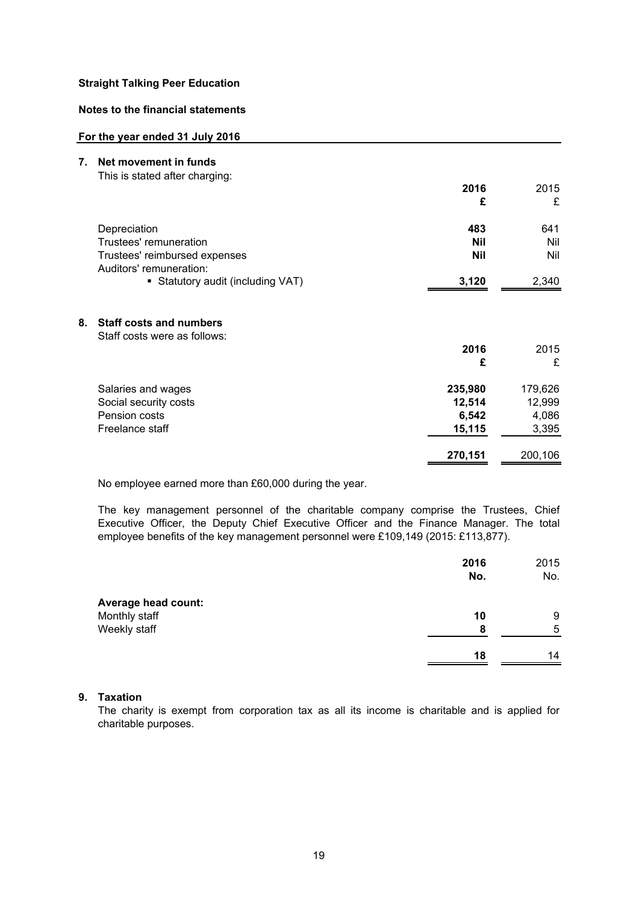**Straight Talking Peer Education**

**Notes to the financial statements**

**For the year ended 31 July 2016**

## 7. Net movement in funds

This is stated after charging:

| | **2016** | 2015 |
|---|---|---|
| | **£** | £ |
| Depreciation | **483** | 641 |
| Trustees' remuneration | **Nil** | Nil |
| Trustees' reimbursed expenses | **Nil** | Nil |
| Auditors' remuneration: | | |
| ▪ Statutory audit (including VAT) | **3,120** | 2,340 |

## 8. Staff costs and numbers

Staff costs were as follows:

| | **2016** | 2015 |
|---|---|---|
| | **£** | £ |
| Salaries and wages | **235,980** | 179,626 |
| Social security costs | **12,514** | 12,999 |
| Pension costs | **6,542** | 4,086 |
| Freelance staff | **15,115** | 3,395 |
| | **270,151** | 200,106 |

No employee earned more than £60,000 during the year.

The key management personnel of the charitable company comprise the Trustees, Chief Executive Officer, the Deputy Chief Executive Officer and the Finance Manager. The total employee benefits of the key management personnel were £109,149 (2015: £113,877).

| | **2016** | 2015 |
|---|---|---|
| | **No.** | No. |
| **Average head count:** | | |
| Monthly staff | **10** | 9 |
| Weekly staff | **8** | 5 |
| | **18** | 14 |

## 9. Taxation

The charity is exempt from corporation tax as all its income is charitable and is applied for charitable purposes.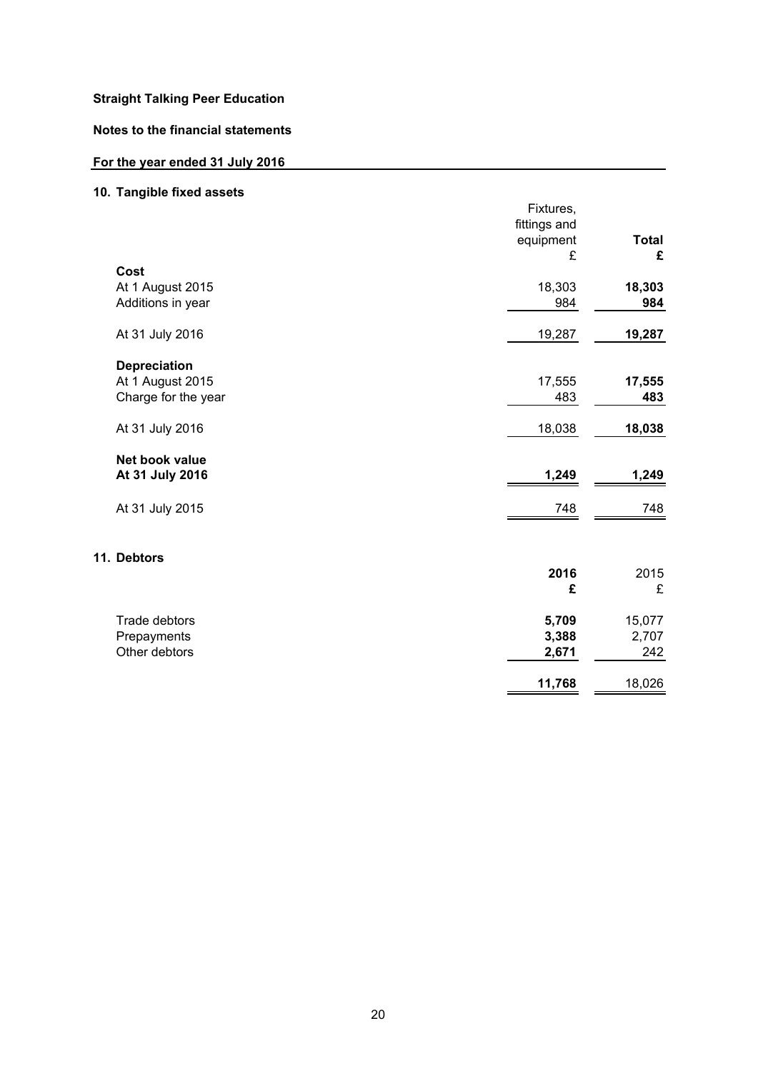**Straight Talking Peer Education**

**Notes to the financial statements**

**For the year ended 31 July 2016**

## 10. Tangible fixed assets

| | Fixtures, fittings and equipment £ | **Total £** |
|---|---|---|
| **Cost** | | |
| At 1 August 2015 | 18,303 | **18,303** |
| Additions in year | 984 | **984** |
| At 31 July 2016 | 19,287 | **19,287** |
| **Depreciation** | | |
| At 1 August 2015 | 17,555 | **17,555** |
| Charge for the year | 483 | **483** |
| At 31 July 2016 | 18,038 | **18,038** |
| **Net book value** | | |
| **At 31 July 2016** | **1,249** | **1,249** |
| At 31 July 2015 | 748 | 748 |

## 11. Debtors

| | **2016 £** | 2015 £ |
|---|---|---|
| Trade debtors | **5,709** | 15,077 |
| Prepayments | **3,388** | 2,707 |
| Other debtors | **2,671** | 242 |
| | **11,768** | 18,026 |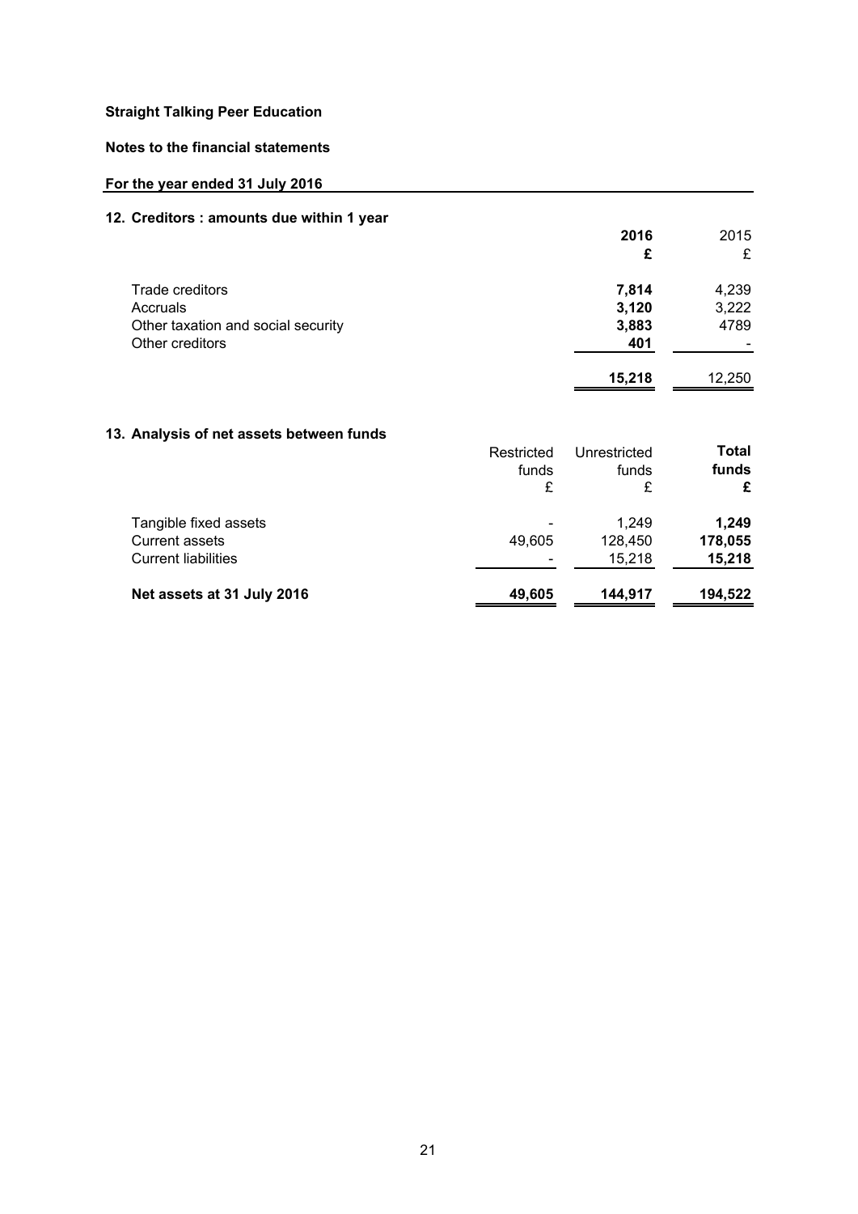**Straight Talking Peer Education**

**Notes to the financial statements**

**For the year ended 31 July 2016**

## 12. Creditors : amounts due within 1 year

| | **2016** | 2015 |
|---|---|---|
| | **£** | £ |
| Trade creditors | **7,814** | 4,239 |
| Accruals | **3,120** | 3,222 |
| Other taxation and social security | **3,883** | 4789 |
| Other creditors | **401** | - |
| | **15,218** | 12,250 |

## 13. Analysis of net assets between funds

| | Restricted funds | Unrestricted funds | **Total funds** |
|---|---|---|---|
| | £ | £ | **£** |
| Tangible fixed assets | - | 1,249 | **1,249** |
| Current assets | 49,605 | 128,450 | **178,055** |
| Current liabilities | - | 15,218 | **15,218** |
| **Net assets at 31 July 2016** | **49,605** | **144,917** | **194,522** |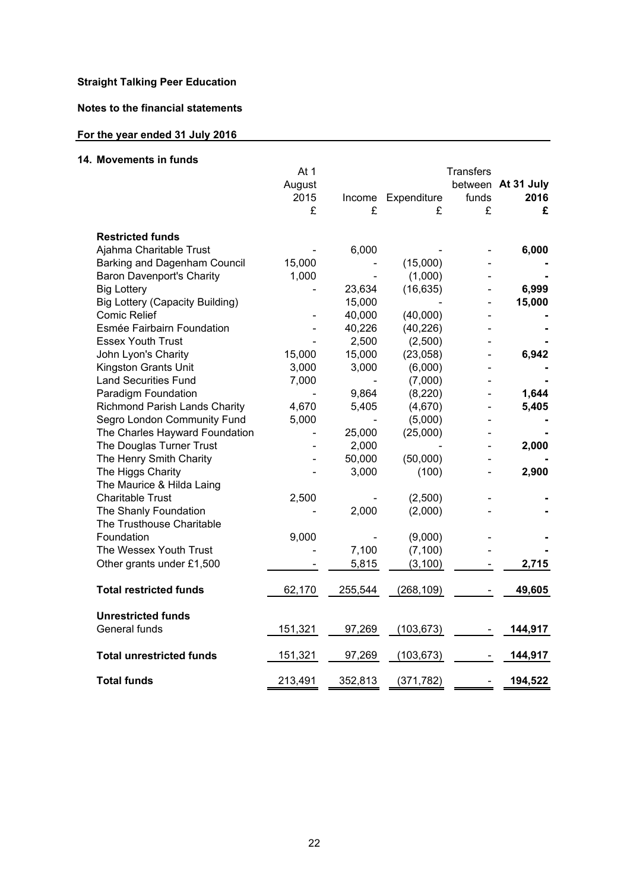**Straight Talking Peer Education**

**Notes to the financial statements**

**For the year ended 31 July 2016**

## 14. Movements in funds

| | At 1 August 2015 £ | Income £ | Expenditure £ | Transfers between funds £ | **At 31 July 2016 £** |
|---|---|---|---|---|---|
| **Restricted funds** | | | | | |
| Ajahma Charitable Trust | - | 6,000 | - | - | **6,000** |
| Barking and Dagenham Council | 15,000 | - | (15,000) | - | **-** |
| Baron Davenport's Charity | 1,000 | - | (1,000) | - | **-** |
| Big Lottery | - | 23,634 | (16,635) | - | **6,999** |
| Big Lottery (Capacity Building) | | 15,000 | - | - | **15,000** |
| Comic Relief | - | 40,000 | (40,000) | - | **-** |
| Esmée Fairbairn Foundation | - | 40,226 | (40,226) | - | **-** |
| Essex Youth Trust | - | 2,500 | (2,500) | - | **-** |
| John Lyon's Charity | 15,000 | 15,000 | (23,058) | - | **6,942** |
| Kingston Grants Unit | 3,000 | 3,000 | (6,000) | - | **-** |
| Land Securities Fund | 7,000 | - | (7,000) | - | **-** |
| Paradigm Foundation | - | 9,864 | (8,220) | - | **1,644** |
| Richmond Parish Lands Charity | 4,670 | 5,405 | (4,670) | - | **5,405** |
| Segro London Community Fund | 5,000 | - | (5,000) | - | **-** |
| The Charles Hayward Foundation | - | 25,000 | (25,000) | - | **-** |
| The Douglas Turner Trust | - | 2,000 | - | - | **2,000** |
| The Henry Smith Charity | - | 50,000 | (50,000) | - | **-** |
| The Higgs Charity | - | 3,000 | (100) | - | **2,900** |
| The Maurice & Hilda Laing Charitable Trust | 2,500 | - | (2,500) | - | **-** |
| The Shanly Foundation | - | 2,000 | (2,000) | - | **-** |
| The Trusthouse Charitable Foundation | 9,000 | - | (9,000) | - | **-** |
| The Wessex Youth Trust | - | 7,100 | (7,100) | - | **-** |
| Other grants under £1,500 | - | 5,815 | (3,100) | - | **2,715** |
| **Total restricted funds** | 62,170 | 255,544 | (268,109) | - | **49,605** |
| **Unrestricted funds** | | | | | |
| General funds | 151,321 | 97,269 | (103,673) | - | **144,917** |
| **Total unrestricted funds** | 151,321 | 97,269 | (103,673) | - | **144,917** |
| **Total funds** | 213,491 | 352,813 | (371,782) | - | **194,522** |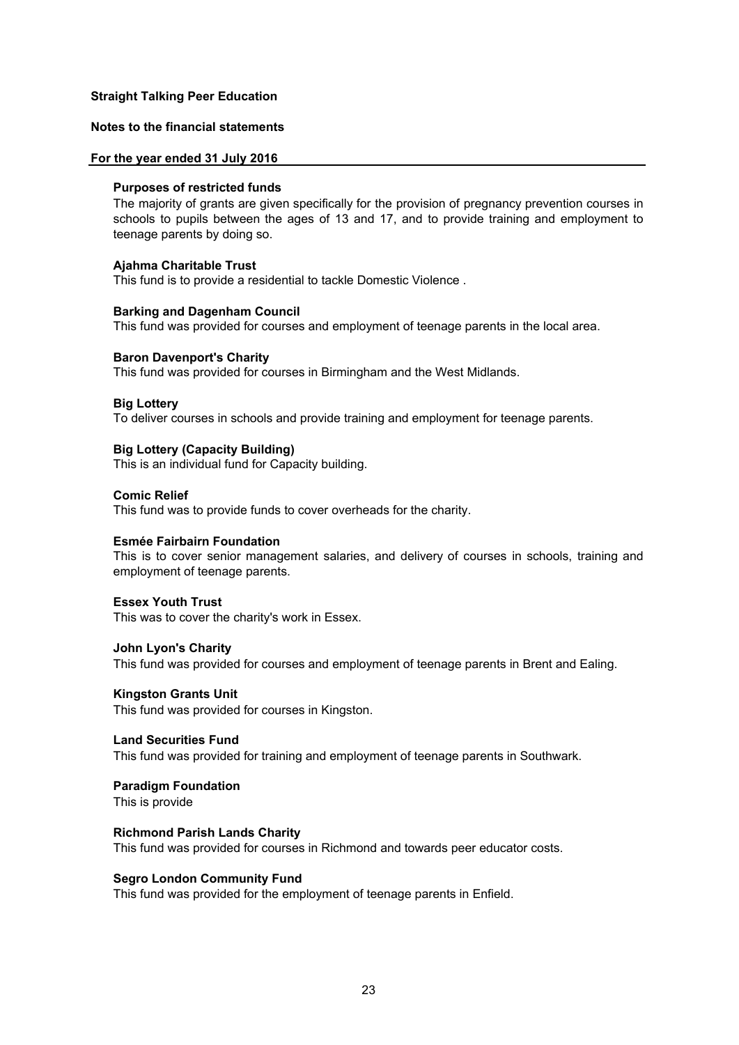**Straight Talking Peer Education**

**Notes to the financial statements**

**For the year ended 31 July 2016**

**Purposes of restricted funds**

The majority of grants are given specifically for the provision of pregnancy prevention courses in schools to pupils between the ages of 13 and 17, and to provide training and employment to teenage parents by doing so.

**Ajahma Charitable Trust**

This fund is to provide a residential to tackle Domestic Violence .

**Barking and Dagenham Council**

This fund was provided for courses and employment of teenage parents in the local area.

**Baron Davenport's Charity**

This fund was provided for courses in Birmingham and the West Midlands.

**Big Lottery**

To deliver courses in schools and provide training and employment for teenage parents.

**Big Lottery (Capacity Building)**

This is an individual fund for Capacity building.

**Comic Relief**

This fund was to provide funds to cover overheads for the charity.

**Esmée Fairbairn Foundation**

This is to cover senior management salaries, and delivery of courses in schools, training and employment of teenage parents.

**Essex Youth Trust**

This was to cover the charity's work in Essex.

**John Lyon's Charity**

This fund was provided for courses and employment of teenage parents in Brent and Ealing.

**Kingston Grants Unit**

This fund was provided for courses in Kingston.

**Land Securities Fund**

This fund was provided for training and employment of teenage parents in Southwark.

**Paradigm Foundation**

This is provide

**Richmond Parish Lands Charity**

This fund was provided for courses in Richmond and towards peer educator costs.

**Segro London Community Fund**

This fund was provided for the employment of teenage parents in Enfield.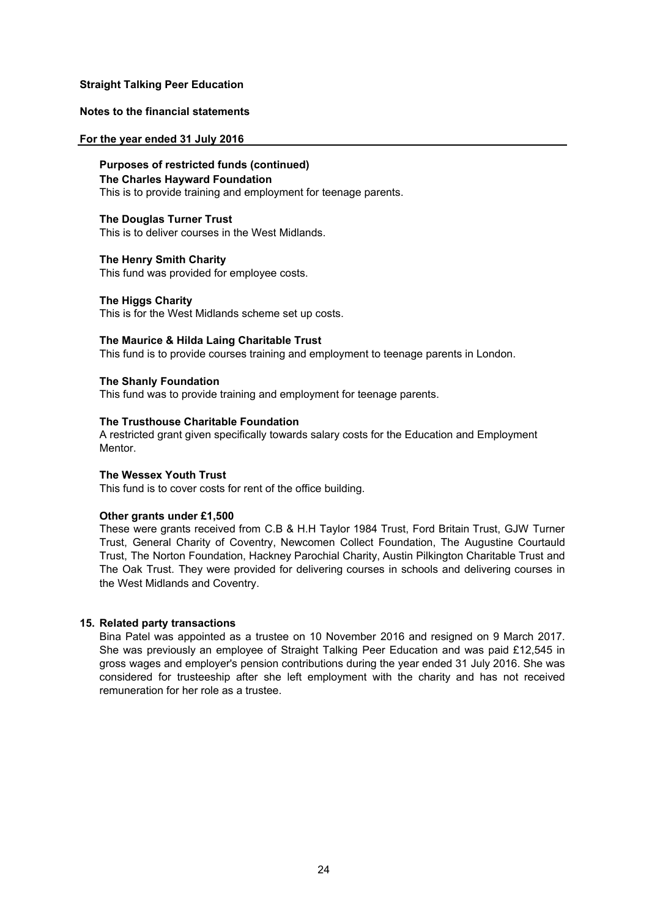**Straight Talking Peer Education**

**Notes to the financial statements**

**For the year ended 31 July 2016**

**Purposes of restricted funds (continued)**

**The Charles Hayward Foundation**

This is to provide training and employment for teenage parents.

**The Douglas Turner Trust**

This is to deliver courses in the West Midlands.

**The Henry Smith Charity**

This fund was provided for employee costs.

**The Higgs Charity**

This is for the West Midlands scheme set up costs.

**The Maurice & Hilda Laing Charitable Trust**

This fund is to provide courses training and employment to teenage parents in London.

**The Shanly Foundation**

This fund was to provide training and employment for teenage parents.

**The Trusthouse Charitable Foundation**

A restricted grant given specifically towards salary costs for the Education and Employment Mentor.

**The Wessex Youth Trust**

This fund is to cover costs for rent of the office building.

**Other grants under £1,500**

These were grants received from C.B & H.H Taylor 1984 Trust, Ford Britain Trust, GJW Turner Trust, General Charity of Coventry, Newcomen Collect Foundation, The Augustine Courtauld Trust, The Norton Foundation, Hackney Parochial Charity, Austin Pilkington Charitable Trust and The Oak Trust. They were provided for delivering courses in schools and delivering courses in the West Midlands and Coventry.

**15. Related party transactions**

Bina Patel was appointed as a trustee on 10 November 2016 and resigned on 9 March 2017. She was previously an employee of Straight Talking Peer Education and was paid £12,545 in gross wages and employer's pension contributions during the year ended 31 July 2016. She was considered for trusteeship after she left employment with the charity and has not received remuneration for her role as a trustee.